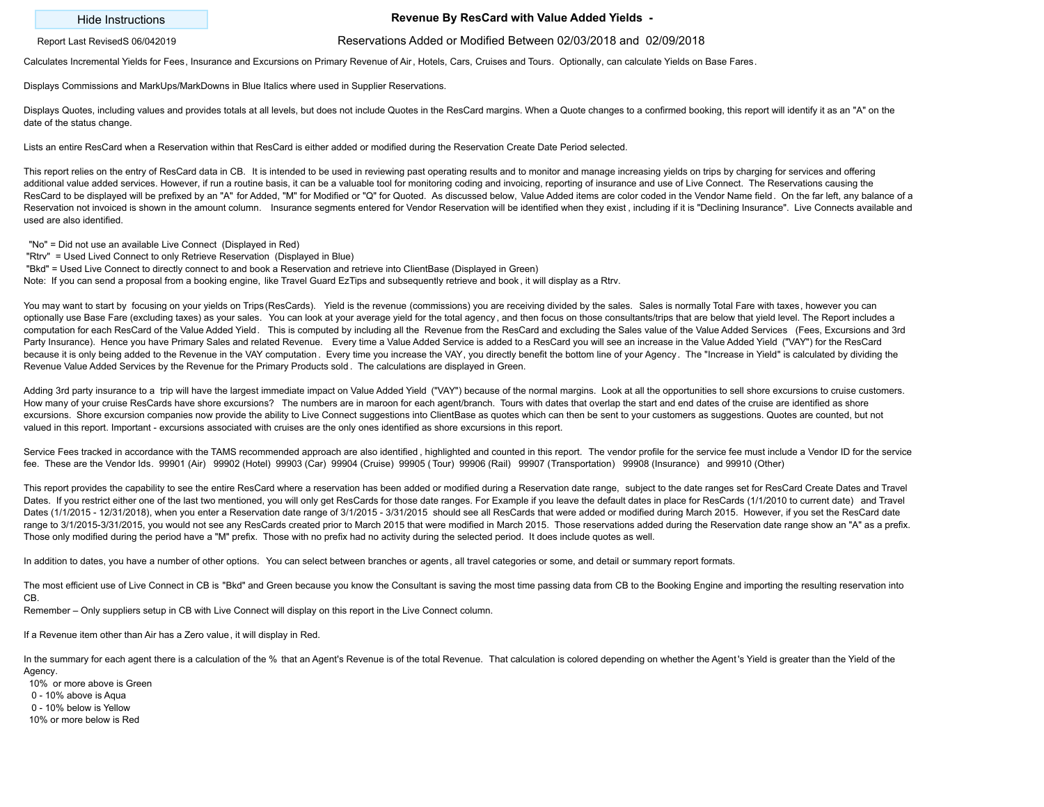Hide Instructions

# Revenue By ResCard with Value Added Yields -

Report Last RevisedS 06/042019

## Reservations Added or Modified Between 02/03/2018 and 02/09/2018

Calculates Incremental Yields for Fees, Insurance and Excursions on Primary Revenue of Air, Hotels, Cars, Cruises and Tours. Optionally, can calculate Yields on Base Fares.

Displays Commissions and MarkUps/MarkDowns in Blue Italics where used in Supplier Reservations.

Displays Quotes, including values and provides totals at all levels, but does not include Quotes in the ResCard margins. When a Quote changes to a confirmed booking, this report will identify it as an "A" on the date of the status change.

Lists an entire ResCard when a Reservation within that ResCard is either added or modified during the Reservation Create Date Period selected.

This report relies on the entry of ResCard data in CB. It is intended to be used in reviewing past operating results and to monitor and manage increasing yields on trips by charging for services and offering additional value added services. However, if run a routine basis, it can be a valuable tool for monitoring coding and invoicing, reporting of insurance and use of Live Connect. The Reservations causing the ResCard to be displayed will be prefixed by an "A" for Added, "M" for Modified or "Q" for Quoted. As discussed below, Value Added items are color coded in the Vendor Name field. On the far left, any balance of a Reservation not invoiced is shown in the amount column. Insurance segments entered for Vendor Reservation will be identified when they exist, including if it is "Declining Insurance". Live Connects available and used are also identified.

"No" = Did not use an available Live Connect (Displayed in Red)
"Rtrv" = Used Lived Connect to only Retrieve Reservation (Displayed in Blue)
"Bkd" = Used Live Connect to directly connect to and book a Reservation and retrieve into ClientBase (Displayed in Green)
Note: If you can send a proposal from a booking engine, like Travel Guard EzTips and subsequently retrieve and book, it will display as a Rtrv.

You may want to start by focusing on your yields on Trips(ResCards). Yield is the revenue (commissions) you are receiving divided by the sales. Sales is normally Total Fare with taxes, however you can optionally use Base Fare (excluding taxes) as your sales. You can look at your average yield for the total agency, and then focus on those consultants/trips that are below that yield level. The Report includes a computation for each ResCard of the Value Added Yield. This is computed by including all the Revenue from the ResCard and excluding the Sales value of the Value Added Services (Fees, Excursions and 3rd Party Insurance). Hence you have Primary Sales and related Revenue. Every time a Value Added Service is added to a ResCard you will see an increase in the Value Added Yield ("VAY") for the ResCard because it is only being added to the Revenue in the VAY computation. Every time you increase the VAY, you directly benefit the bottom line of your Agency. The "Increase in Yield" is calculated by dividing the Revenue Value Added Services by the Revenue for the Primary Products sold. The calculations are displayed in Green.

Adding 3rd party insurance to a trip will have the largest immediate impact on Value Added Yield ("VAY") because of the normal margins. Look at all the opportunities to sell shore excursions to cruise customers. How many of your cruise ResCards have shore excursions? The numbers are in maroon for each agent/branch. Tours with dates that overlap the start and end dates of the cruise are identified as shore excursions. Shore excursion companies now provide the ability to Live Connect suggestions into ClientBase as quotes which can then be sent to your customers as suggestions. Quotes are counted, but not valued in this report. Important - excursions associated with cruises are the only ones identified as shore excursions in this report.

Service Fees tracked in accordance with the TAMS recommended approach are also identified, highlighted and counted in this report. The vendor profile for the service fee must include a Vendor ID for the service fee. These are the Vendor Ids. 99901 (Air) 99902 (Hotel) 99903 (Car) 99904 (Cruise) 99905 (Tour) 99906 (Rail) 99907 (Transportation) 99908 (Insurance) and 99910 (Other)

This report provides the capability to see the entire ResCard where a reservation has been added or modified during a Reservation date range, subject to the date ranges set for ResCard Create Dates and Travel Dates. If you restrict either one of the last two mentioned, you will only get ResCards for those date ranges. For Example if you leave the default dates in place for ResCards (1/1/2010 to current date) and Travel Dates (1/1/2015 - 12/31/2018), when you enter a Reservation date range of 3/1/2015 - 3/31/2015 should see all ResCards that were added or modified during March 2015. However, if you set the ResCard date range to 3/1/2015-3/31/2015, you would not see any ResCards created prior to March 2015 that were modified in March 2015. Those reservations added during the Reservation date range show an "A" as a prefix. Those only modified during the period have a "M" prefix. Those with no prefix had no activity during the selected period. It does include quotes as well.

In addition to dates, you have a number of other options. You can select between branches or agents, all travel categories or some, and detail or summary report formats.

The most efficient use of Live Connect in CB is "Bkd" and Green because you know the Consultant is saving the most time passing data from CB to the Booking Engine and importing the resulting reservation into CB.
Remember – Only suppliers setup in CB with Live Connect will display on this report in the Live Connect column.

If a Revenue item other than Air has a Zero value, it will display in Red.

In the summary for each agent there is a calculation of the % that an Agent's Revenue is of the total Revenue. That calculation is colored depending on whether the Agent's Yield is greater than the Yield of the Agency.

- 10% or more above is Green
- 0 - 10% above is Aqua
- 0 - 10% below is Yellow
- 10% or more below is Red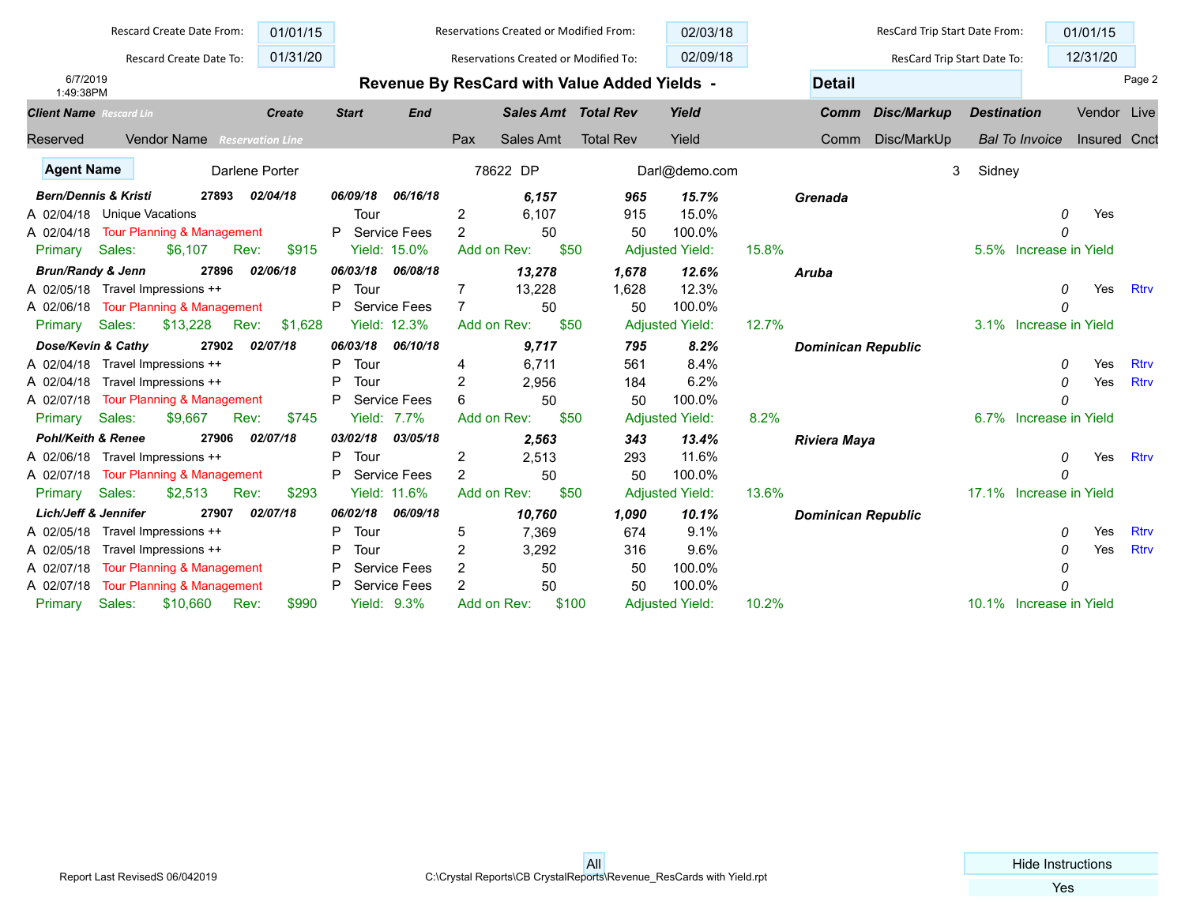| Rescard Create Date From: | 01/01/15 | Reservations Created or Modified From: | 02/03/18 | ResCard Trip Start Date From: | 01/01/15 |
|---|---|---|---|---|---|
| Rescard Create Date To: | 01/31/20 | Reservations Created or Modified To: | 02/09/18 | ResCard Trip Start Date To: | 12/31/20 |

6/7/2019
1:49:38PM

# Revenue By ResCard with Value Added Yields -

**Detail**

| Client Name *Rescard Lin* | | Create | Start | End | | Sales Amt | Total Rev | Yield | Comm | Disc/Markup | Destination | Vendor | Live |
|---|---|---|---|---|---|---|---|---|---|---|---|---|---|
| Reserved | Vendor Name *Reservation Line* | | | | Pax | Sales Amt | Total Rev | Yield | Comm | Disc/MarkUp | *Bal To Invoice* | Insured | Cnct |

**Agent Name** Darlene Porter 78622 DP Darl@demo.com 3 Sidney

| | | | | | | | | | | | | | |
|---|---|---|---|---|---|---|---|---|---|---|---|---|---|
| ***Bern/Dennis & Kristi*** | **27893** | **02/04/18** | **06/09/18** | **06/16/18** | | ***6,157*** | ***965*** | ***15.7%*** | | | ***Grenada*** | | |
| A 02/04/18 | Unique Vacations | | Tour | | 2 | 6,107 | 915 | 15.0% | | | *0* | Yes | |
| A 02/04/18 | Tour Planning & Management | | P Service Fees | | 2 | 50 | 50 | 100.0% | | | *0* | | |
| Primary Sales: $6,107 | Rev: $915 | | Yield: 15.0% | | Add on Rev: $50 | | Adjusted Yield: | 15.8% | | | 5.5% Increase in Yield | | |
| ***Brun/Randy & Jenn*** | **27896** | **02/06/18** | **06/03/18** | **06/08/18** | | ***13,278*** | ***1,678*** | ***12.6%*** | | | ***Aruba*** | | |
| A 02/05/18 | Travel Impressions ++ | | P Tour | | 7 | 13,228 | 1,628 | 12.3% | | | *0* | Yes | Rtrv |
| A 02/06/18 | Tour Planning & Management | | P Service Fees | | 7 | 50 | 50 | 100.0% | | | *0* | | |
| Primary Sales: $13,228 | Rev: $1,628 | | Yield: 12.3% | | Add on Rev: $50 | | Adjusted Yield: | 12.7% | | | 3.1% Increase in Yield | | |
| ***Dose/Kevin & Cathy*** | **27902** | **02/07/18** | **06/03/18** | **06/10/18** | | ***9,717*** | ***795*** | ***8.2%*** | | | ***Dominican Republic*** | | |
| A 02/04/18 | Travel Impressions ++ | | P Tour | | 4 | 6,711 | 561 | 8.4% | | | *0* | Yes | Rtrv |
| A 02/04/18 | Travel Impressions ++ | | P Tour | | 2 | 2,956 | 184 | 6.2% | | | *0* | Yes | Rtrv |
| A 02/07/18 | Tour Planning & Management | | P Service Fees | | 6 | 50 | 50 | 100.0% | | | *0* | | |
| Primary Sales: $9,667 | Rev: $745 | | Yield: 7.7% | | Add on Rev: $50 | | Adjusted Yield: | 8.2% | | | 6.7% Increase in Yield | | |
| ***Pohl/Keith & Renee*** | **27906** | **02/07/18** | **03/02/18** | **03/05/18** | | ***2,563*** | ***343*** | ***13.4%*** | | | ***Riviera Maya*** | | |
| A 02/06/18 | Travel Impressions ++ | | P Tour | | 2 | 2,513 | 293 | 11.6% | | | *0* | Yes | Rtrv |
| A 02/07/18 | Tour Planning & Management | | P Service Fees | | 2 | 50 | 50 | 100.0% | | | *0* | | |
| Primary Sales: $2,513 | Rev: $293 | | Yield: 11.6% | | Add on Rev: $50 | | Adjusted Yield: | 13.6% | | | 17.1% Increase in Yield | | |
| ***Lich/Jeff & Jennifer*** | **27907** | **02/07/18** | **06/02/18** | **06/09/18** | | ***10,760*** | ***1,090*** | ***10.1%*** | | | ***Dominican Republic*** | | |
| A 02/05/18 | Travel Impressions ++ | | P Tour | | 5 | 7,369 | 674 | 9.1% | | | *0* | Yes | Rtrv |
| A 02/05/18 | Travel Impressions ++ | | P Tour | | 2 | 3,292 | 316 | 9.6% | | | *0* | Yes | Rtrv |
| A 02/07/18 | Tour Planning & Management | | P Service Fees | | 2 | 50 | 50 | 100.0% | | | *0* | | |
| A 02/07/18 | Tour Planning & Management | | P Service Fees | | 2 | 50 | 50 | 100.0% | | | *0* | | |
| Primary Sales: $10,660 | Rev: $990 | | Yield: 9.3% | | Add on Rev: $100 | | Adjusted Yield: | 10.2% | | | 10.1% Increase in Yield | | |

Report Last RevisedS 06/042019

All

C:\Crystal Reports\CB CrystalReports\Revenue_ResCards with Yield.rpt

Hide Instructions
Yes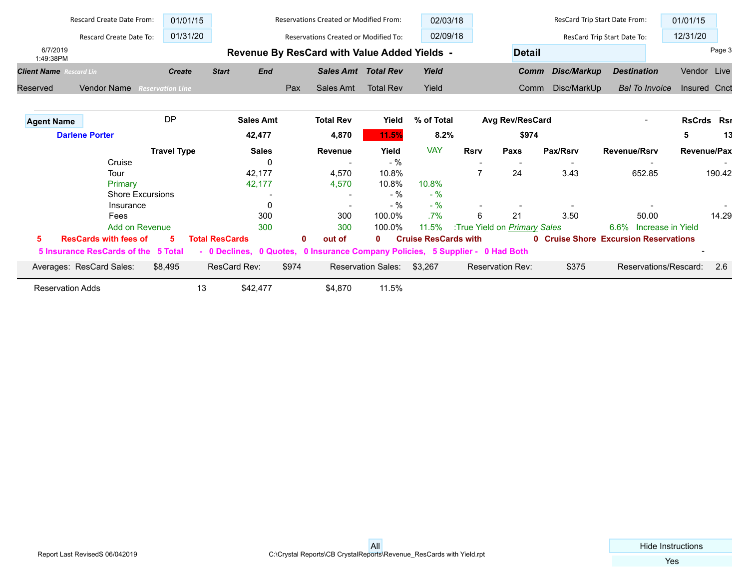| Rescard Create Date From: | 01/01/15 | Reservations Created or Modified From: | 02/03/18 | ResCard Trip Start Date From: | 01/01/15 |
|---|---|---|---|---|---|
| Rescard Create Date To: | 01/31/20 | Reservations Created or Modified To: | 02/09/18 | ResCard Trip Start Date To: | 12/31/20 |

6/7/2019
1:49:38PM

## Revenue By ResCard with Value Added Yields -

**Detail**

| *Client Name* *Rescard Lin* | *Create* | *Start* | *End* | *Sales Amt* | *Total Rev* | *Yield* | *Comm* | *Disc/Markup* | *Destination* | Vendor | Live |
|---|---|---|---|---|---|---|---|---|---|---|---|
| Reserved | Vendor Name *Reservation Line* | | Pax | Sales Amt | Total Rev | Yield | Comm | Disc/MarkUp | *Bal To Invoice* | Insured | Cnct |

| **Agent Name** | DP | **Sales Amt** | **Total Rev** | **Yield** | **% of Total** | **Avg Rev/ResCard** | - | **RsCrds** | **Rsr** |
|---|---|---|---|---|---|---|---|---|---|
| **Darlene Porter** | | **42,477** | **4,870** | **11.5%** | **8.2%** | **$974** | | **5** | **13** |

| Travel Type | Sales | Revenue | Yield | VAY | Rsrv | Paxs | Pax/Rsrv | Revenue/Rsrv | Revenue/Pax |
|---|---|---|---|---|---|---|---|---|---|
| Cruise | 0 | - | - % | | - | - | - | - | - |
| Tour | 42,177 | 4,570 | 10.8% | | 7 | 24 | 3.43 | 652.85 | 190.42 |
| Primary | 42,177 | 4,570 | 10.8% | 10.8% | | | | | |
| Shore Excursions | - | - | - % | - % | | | | | |
| Insurance | 0 | - | - % | - % | - | - | - | - | - |
| Fees | 300 | 300 | 100.0% | .7% | 6 | 21 | 3.50 | 50.00 | 14.29 |
| Add on Revenue | 300 | 300 | 100.0% | 11.5% | :True Yield on *Primary Sales* | | | 6.6% Increase in Yield | |

5 ResCards with fees of 5 Total ResCards 0 out of 0 Cruise ResCards with 0 Cruise Shore Excursion Reservations

5 Insurance ResCards of the 5 Total - 0 Declines, 0 Quotes, 0 Insurance Company Policies, 5 Supplier - 0 Had Both -

| Averages: ResCard Sales: | $8,495 | ResCard Rev: | $974 | Reservation Sales: | $3,267 | Reservation Rev: | $375 | Reservations/Rescard: | 2.6 |
|---|---|---|---|---|---|---|---|---|---|

| Reservation Adds | 13 | $42,477 | $4,870 | 11.5% |
|---|---|---|---|---|

Report Last RevisedS 06/042019

All

C:\Crystal Reports\CB CrystalReports\Revenue_ResCards with Yield.rpt

| Hide Instructions |
|---|
| Yes |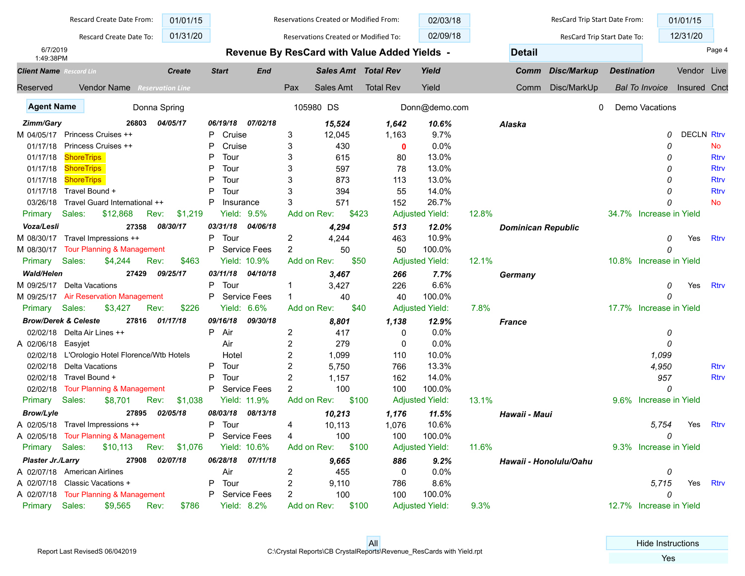| Rescard Create Date From: | 01/01/15 | Reservations Created or Modified From: | 02/03/18 | ResCard Trip Start Date From: | 01/01/15 |
|---|---|---|---|---|---|
| Rescard Create Date To: | 01/31/20 | Reservations Created or Modified To: | 02/09/18 | ResCard Trip Start Date To: | 12/31/20 |

6/7/2019
1:49:38PM

## Revenue By ResCard with Value Added Yields - Detail

| Client Name / Reserved | Rescard Lin / Vendor Name / Reservation Line | Create | Start | End | Pax | Sales Amt | Total Rev | Yield | Comm | Disc/Markup | Destination / Bal To Invoice | Vendor Insured | Live Cnct |
|---|---|---|---|---|---|---|---|---|---|---|---|---|---|

**Agent Name** Donna Spring 105980 DS Donn@demo.com 0 Demo Vacations

| Client / Reserved | Vendor Name | Create | Start | End | Pax | Sales Amt | Total Rev | Yield | Comm | Disc/MarkUp | Destination / Bal To Invoice | Insured | Live Cnct |
|---|---|---|---|---|---|---|---|---|---|---|---|---|---|
| ***Zimm/Gary*** | ***26803*** | ***04/05/17*** | ***06/19/18*** | ***07/02/18*** | | ***15,524*** | ***1,642*** | ***10.6%*** | | | ***Alaska*** | | |
| M 04/05/17 | Princess Cruises ++ | | P Cruise | | 3 | 12,045 | 1,163 | 9.7% | | | 0 | DECLN | Rtrv |
| 01/17/18 | Princess Cruises ++ | | P Cruise | | 3 | 430 | 0 | 0.0% | | | 0 | | No |
| 01/17/18 | ShoreTrips | | P Tour | | 3 | 615 | 80 | 13.0% | | | 0 | | Rtrv |
| 01/17/18 | ShoreTrips | | P Tour | | 3 | 597 | 78 | 13.0% | | | 0 | | Rtrv |
| 01/17/18 | ShoreTrips | | P Tour | | 3 | 873 | 113 | 13.0% | | | 0 | | Rtrv |
| 01/17/18 | Travel Bound + | | P Tour | | 3 | 394 | 55 | 14.0% | | | 0 | | Rtrv |
| 03/26/18 | Travel Guard International ++ | | P Insurance | | 3 | 571 | 152 | 26.7% | | | 0 | | No |
| Primary | Sales: $12,868 | Rev: $1,219 | Yield: 9.5% | Add on Rev: $423 | | Adjusted Yield: 12.8% | | | | | 34.7% Increase in Yield | | |
| ***Voza/Lesli*** | ***27358*** | ***08/30/17*** | ***03/31/18*** | ***04/06/18*** | | ***4,294*** | ***513*** | ***12.0%*** | | | ***Dominican Republic*** | | |
| M 08/30/17 | Travel Impressions ++ | | P Tour | | 2 | 4,244 | 463 | 10.9% | | | 0 | Yes | Rtrv |
| M 08/30/17 | Tour Planning & Management | | P Service Fees | | 2 | 50 | 50 | 100.0% | | | 0 | | |
| Primary | Sales: $4,244 | Rev: $463 | Yield: 10.9% | Add on Rev: $50 | | Adjusted Yield: 12.1% | | | | | 10.8% Increase in Yield | | |
| ***Wald/Helen*** | ***27429*** | ***09/25/17*** | ***03/11/18*** | ***04/10/18*** | | ***3,467*** | ***266*** | ***7.7%*** | | | ***Germany*** | | |
| M 09/25/17 | Delta Vacations | | P Tour | | 1 | 3,427 | 226 | 6.6% | | | 0 | Yes | Rtrv |
| M 09/25/17 | Air Reservation Management | | P Service Fees | | 1 | 40 | 40 | 100.0% | | | 0 | | |
| Primary | Sales: $3,427 | Rev: $226 | Yield: 6.6% | Add on Rev: $40 | | Adjusted Yield: 7.8% | | | | | 17.7% Increase in Yield | | |
| ***Brow/Derek & Celeste*** | ***27816*** | ***01/17/18*** | ***09/16/18*** | ***09/30/18*** | | ***8,801*** | ***1,138*** | ***12.9%*** | | | ***France*** | | |
| 02/02/18 | Delta Air Lines ++ | | P Air | | 2 | 417 | 0 | 0.0% | | | 0 | | |
| A 02/06/18 | Easyjet | | Air | | 2 | 279 | 0 | 0.0% | | | 0 | | |
| 02/02/18 | L'Orologio Hotel Florence/Wtb Hotels | | Hotel | | 2 | 1,099 | 110 | 10.0% | | | 1,099 | | |
| 02/02/18 | Delta Vacations | | P Tour | | 2 | 5,750 | 766 | 13.3% | | | 4,950 | | Rtrv |
| 02/02/18 | Travel Bound + | | P Tour | | 2 | 1,157 | 162 | 14.0% | | | 957 | | Rtrv |
| 02/02/18 | Tour Planning & Management | | P Service Fees | | 2 | 100 | 100 | 100.0% | | | 0 | | |
| Primary | Sales: $8,701 | Rev: $1,038 | Yield: 11.9% | Add on Rev: $100 | | Adjusted Yield: 13.1% | | | | | 9.6% Increase in Yield | | |
| ***Brow/Lyle*** | ***27895*** | ***02/05/18*** | ***08/03/18*** | ***08/13/18*** | | ***10,213*** | ***1,176*** | ***11.5%*** | | | ***Hawaii - Maui*** | | |
| A 02/05/18 | Travel Impressions ++ | | P Tour | | 4 | 10,113 | 1,076 | 10.6% | | | 5,754 | Yes | Rtrv |
| A 02/05/18 | Tour Planning & Management | | P Service Fees | | 4 | 100 | 100 | 100.0% | | | 0 | | |
| Primary | Sales: $10,113 | Rev: $1,076 | Yield: 10.6% | Add on Rev: $100 | | Adjusted Yield: 11.6% | | | | | 9.3% Increase in Yield | | |
| ***Plaster Jr./Larry*** | ***27908*** | ***02/07/18*** | ***06/28/18*** | ***07/11/18*** | | ***9,665*** | ***886*** | ***9.2%*** | | | ***Hawaii - Honolulu/Oahu*** | | |
| A 02/07/18 | American Airlines | | Air | | 2 | 455 | 0 | 0.0% | | | 0 | | |
| A 02/07/18 | Classic Vacations + | | P Tour | | 2 | 9,110 | 786 | 8.6% | | | 5,715 | Yes | Rtrv |
| A 02/07/18 | Tour Planning & Management | | P Service Fees | | 2 | 100 | 100 | 100.0% | | | 0 | | |
| Primary | Sales: $9,565 | Rev: $786 | Yield: 8.2% | Add on Rev: $100 | | Adjusted Yield: 9.3% | | | | | 12.7% Increase in Yield | | |

All

Report Last RevisedS 06/042019

C:\Crystal Reports\CB CrystalReports\Revenue_ResCards with Yield.rpt

Hide Instructions: Yes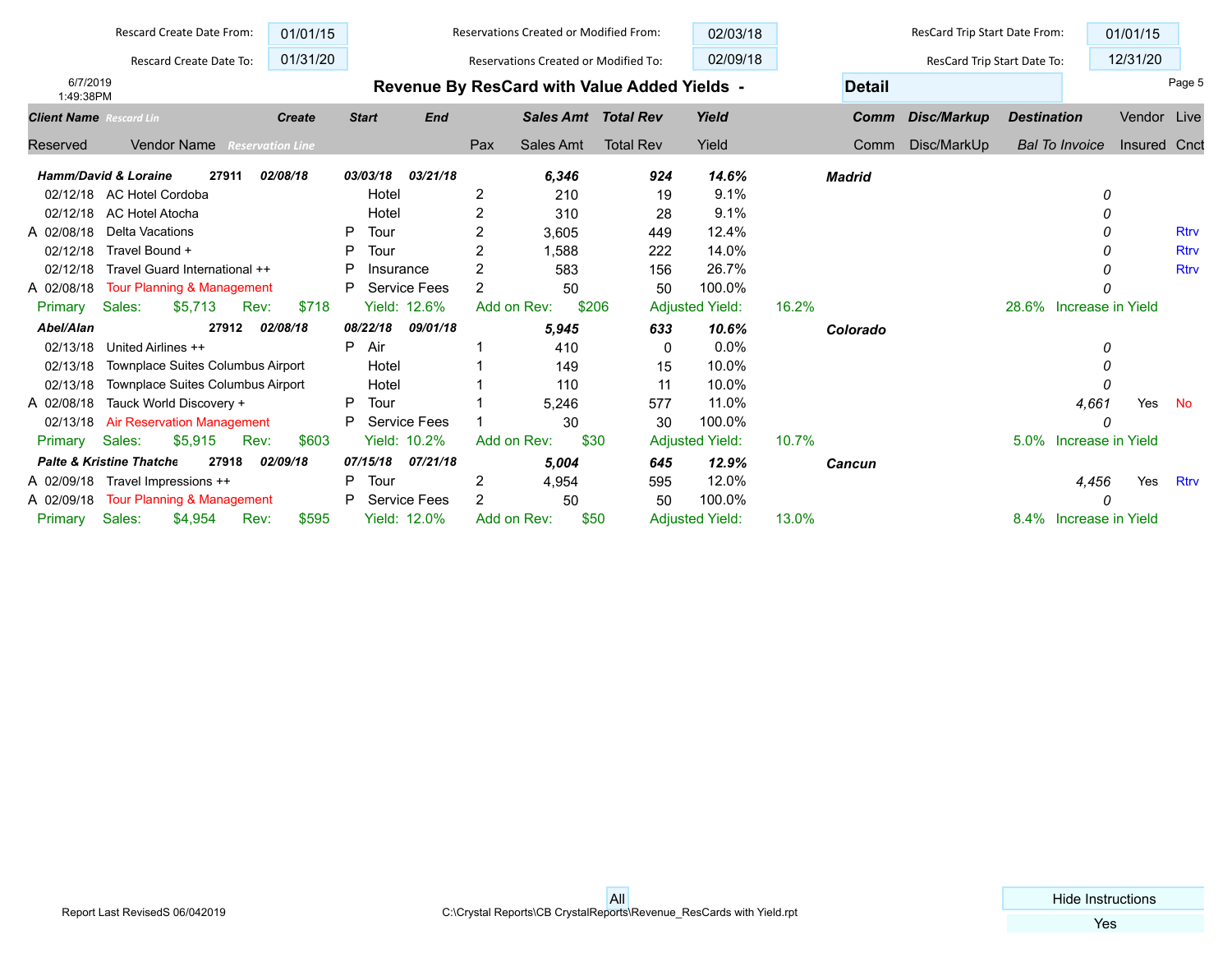| Rescard Create Date From: | 01/01/15 | Reservations Created or Modified From: | 02/03/18 | ResCard Trip Start Date From: | 01/01/15 |
|---|---|---|---|---|---|
| Rescard Create Date To: | 01/31/20 | Reservations Created or Modified To: | 02/09/18 | ResCard Trip Start Date To: | 12/31/20 |

6/7/2019
1:49:38PM

# Revenue By ResCard with Value Added Yields - Detail

| | Client Name *Rescard Lin* | | Create | | Start | End | Pax | Sales Amt | Total Rev | Yield | | Comm | Disc/Markup | Destination | Vendor | Live |
|---|---|---|---|---|---|---|---|---|---|---|---|---|---|---|---|---|
| | Reserved | Vendor Name *Reservation Line* | | | | | Pax | Sales Amt | Total Rev | Yield | | Comm | Disc/MarkUp | *Bal To Invoice* | Insured | Cnct |
| | ***Hamm/David & Loraine*** | | ***27911*** | ***02/08/18*** | ***03/03/18*** | ***03/21/18*** | | ***6,346*** | ***924*** | ***14.6%*** | | | | ***Madrid*** | | |
| | 02/12/18 | AC Hotel Cordoba | | | Hotel | | 2 | 210 | 19 | 9.1% | | | | *0* | | |
| | 02/12/18 | AC Hotel Atocha | | | Hotel | | 2 | 310 | 28 | 9.1% | | | | *0* | | |
| A | 02/08/18 | Delta Vacations | | P | Tour | | 2 | 3,605 | 449 | 12.4% | | | | *0* | | Rtrv |
| | 02/12/18 | Travel Bound + | | P | Tour | | 2 | 1,588 | 222 | 14.0% | | | | *0* | | Rtrv |
| | 02/12/18 | Travel Guard International ++ | | P | Insurance | | 2 | 583 | 156 | 26.7% | | | | *0* | | Rtrv |
| A | 02/08/18 | Tour Planning & Management | | P | Service Fees | | 2 | 50 | 50 | 100.0% | | | | *0* | | |
| | Primary Sales: $5,713 | Rev: $718 | | | Yield: 12.6% | | Add on Rev: $206 | | Adjusted Yield: | | 16.2% | | | 28.6% Increase in Yield | | |
| | ***Abel/Alan*** | | ***27912*** | ***02/08/18*** | ***08/22/18*** | ***09/01/18*** | | ***5,945*** | ***633*** | ***10.6%*** | | | | ***Colorado*** | | |
| | 02/13/18 | United Airlines ++ | | P | Air | | 1 | 410 | 0 | 0.0% | | | | *0* | | |
| | 02/13/18 | Townplace Suites Columbus Airport | | | Hotel | | 1 | 149 | 15 | 10.0% | | | | *0* | | |
| | 02/13/18 | Townplace Suites Columbus Airport | | | Hotel | | 1 | 110 | 11 | 10.0% | | | | *0* | | |
| A | 02/08/18 | Tauck World Discovery + | | P | Tour | | 1 | 5,246 | 577 | 11.0% | | | | *4,661* | Yes | No |
| | 02/13/18 | Air Reservation Management | | P | Service Fees | | 1 | 30 | 30 | 100.0% | | | | *0* | | |
| | Primary Sales: $5,915 | Rev: $603 | | | Yield: 10.2% | | Add on Rev: $30 | | Adjusted Yield: | | 10.7% | | | 5.0% Increase in Yield | | |
| | ***Palte & Kristine Thatche*** | | ***27918*** | ***02/09/18*** | ***07/15/18*** | ***07/21/18*** | | ***5,004*** | ***645*** | ***12.9%*** | | | | ***Cancun*** | | |
| A | 02/09/18 | Travel Impressions ++ | | P | Tour | | 2 | 4,954 | 595 | 12.0% | | | | *4,456* | Yes | Rtrv |
| A | 02/09/18 | Tour Planning & Management | | P | Service Fees | | 2 | 50 | 50 | 100.0% | | | | *0* | | |
| | Primary Sales: $4,954 | Rev: $595 | | | Yield: 12.0% | | Add on Rev: $50 | | Adjusted Yield: | | 13.0% | | | 8.4% Increase in Yield | | |

Report Last RevisedS 06/042019

All

C:\Crystal Reports\CB CrystalReports\Revenue_ResCards with Yield.rpt

Hide Instructions: Yes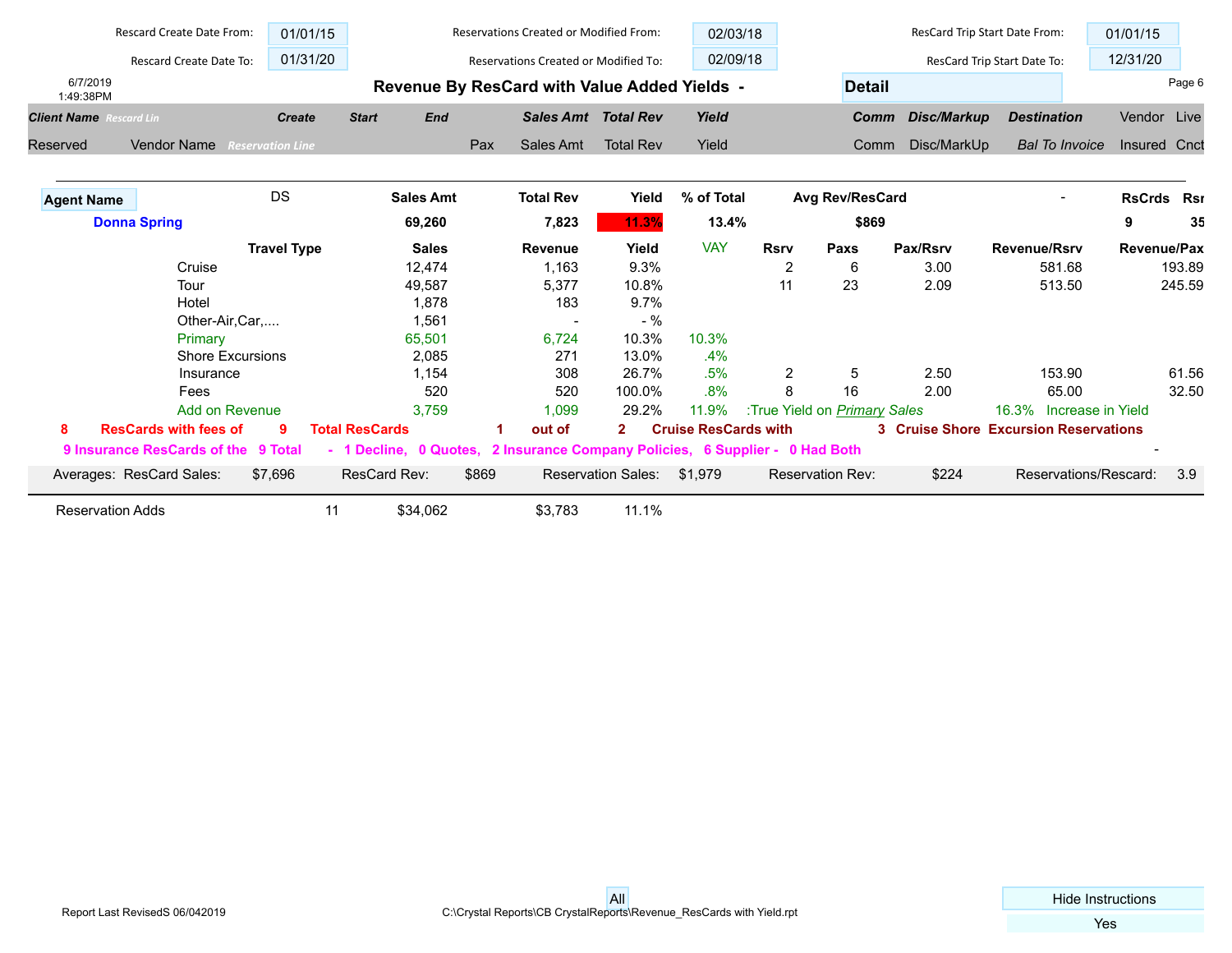| Rescard Create Date From: | 01/01/15 | Reservations Created or Modified From: | 02/03/18 | ResCard Trip Start Date From: | 01/01/15 |
|---|---|---|---|---|---|
| Rescard Create Date To: | 01/31/20 | Reservations Created or Modified To: | 02/09/18 | ResCard Trip Start Date To: | 12/31/20 |

6/7/2019
1:49:38PM

## Revenue By ResCard with Value Added Yields -

**Detail**

| *Client Name* *Rescard Lin* | | *Create* | *Start* | *End* | *Sales Amt* | *Total Rev* | *Yield* | *Comm* | *Disc/Markup* | *Destination* | Vendor | Live |
|---|---|---|---|---|---|---|---|---|---|---|---|---|
| Reserved | Vendor Name | *Reservation Line* | | Pax | Sales Amt | Total Rev | Yield | Comm | Disc/MarkUp | *Bal To Invoice* | Insured | Cnct |

| Agent Name | DS | Sales Amt | Total Rev | Yield | % of Total | Avg Rev/ResCard | - | RsCrds | Rsr |
|---|---|---|---|---|---|---|---|---|---|
| **Donna Spring** | | **69,260** | **7,823** | **11.3%** | **13.4%** | **$869** | | **9** | **35** |

| Travel Type | Sales | Revenue | Yield | VAY | Rsrv | Paxs | Pax/Rsrv | Revenue/Rsrv | Revenue/Pax |
|---|---|---|---|---|---|---|---|---|---|
| Cruise | 12,474 | 1,163 | 9.3% | | 2 | 6 | 3.00 | 581.68 | 193.89 |
| Tour | 49,587 | 5,377 | 10.8% | | 11 | 23 | 2.09 | 513.50 | 245.59 |
| Hotel | 1,878 | 183 | 9.7% | | | | | | |
| Other-Air,Car,.... | 1,561 | - | - % | | | | | | |
| Primary | 65,501 | 6,724 | 10.3% | 10.3% | | | | | |
| Shore Excursions | 2,085 | 271 | 13.0% | .4% | | | | | |
| Insurance | 1,154 | 308 | 26.7% | .5% | 2 | 5 | 2.50 | 153.90 | 61.56 |
| Fees | 520 | 520 | 100.0% | .8% | 8 | 16 | 2.00 | 65.00 | 32.50 |
| Add on Revenue | 3,759 | 1,099 | 29.2% | 11.9% | :True Yield on *Primary Sales* | | | 16.3% Increase in Yield | |

**8 ResCards with fees of 9 Total ResCards 1 out of 2 Cruise ResCards with 3 Cruise Shore Excursion Reservations**

**9 Insurance ResCards of the 9 Total - 1 Decline, 0 Quotes, 2 Insurance Company Policies, 6 Supplier - 0 Had Both** -

| Averages: ResCard Sales: | $7,696 | ResCard Rev: | $869 | Reservation Sales: | $1,979 | Reservation Rev: | $224 | Reservations/Rescard: | 3.9 |
|---|---|---|---|---|---|---|---|---|---|

| Reservation Adds | 11 | $34,062 | $3,783 | 11.1% |
|---|---|---|---|---|

Report Last RevisedS 06/042019 | All | C:\Crystal Reports\CB CrystalReports\Revenue_ResCards with Yield.rpt | Hide Instructions: Yes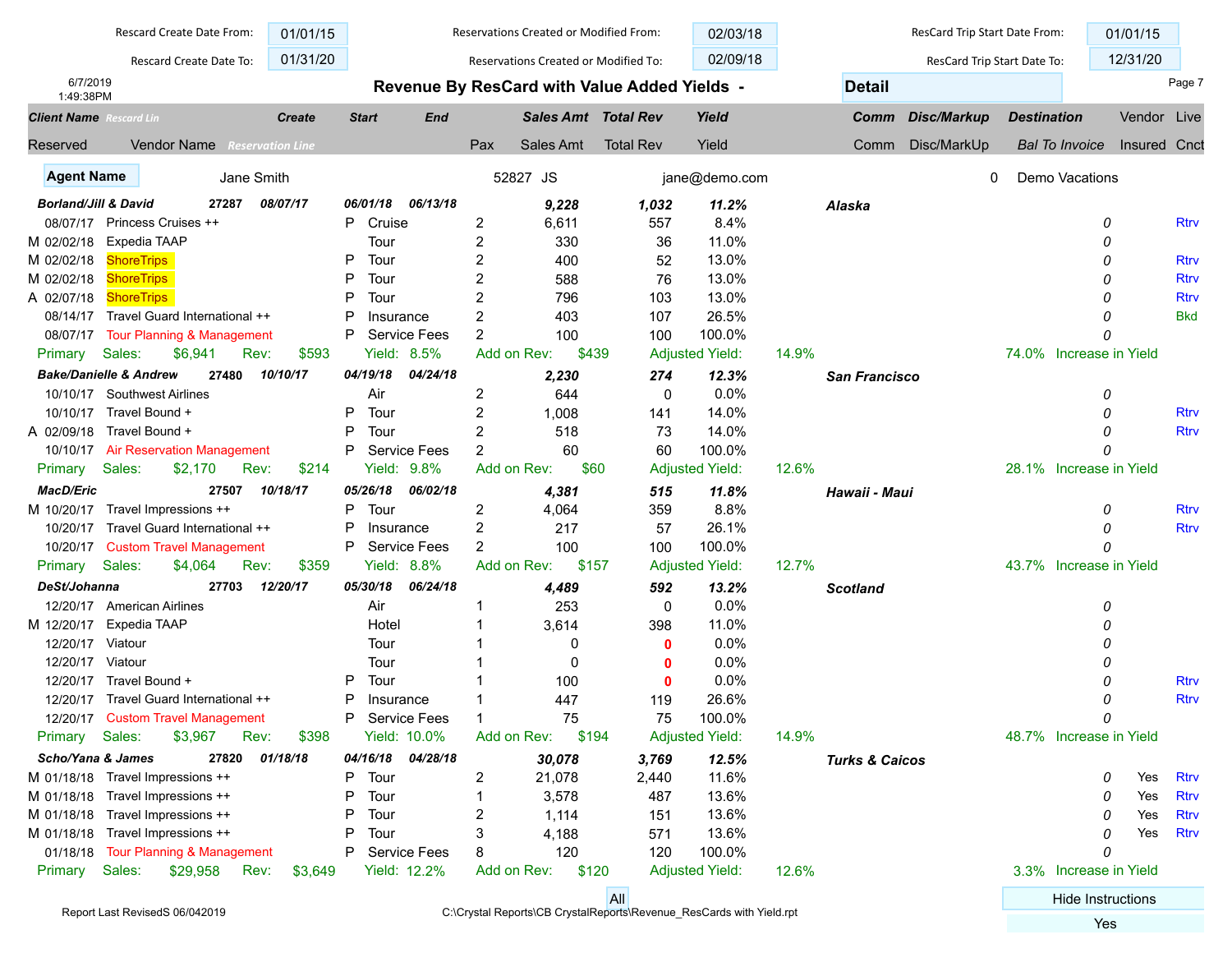| Rescard Create Date From: | 01/01/15 | Reservations Created or Modified From: | 02/03/18 | ResCard Trip Start Date From: | 01/01/15 |
|---|---|---|---|---|---|
| Rescard Create Date To: | 01/31/20 | Reservations Created or Modified To: | 02/09/18 | ResCard Trip Start Date To: | 12/31/20 |

6/7/2019
1:49:38PM

# Revenue By ResCard with Value Added Yields - Detail

| Client Name / Reserved | Rescard Lin / Vendor Name | Create / Reservation Line | Start | End | Pax | Sales Amt | Total Rev | Yield | | Comm | Disc/Markup | Destination / Bal To Invoice | Vendor Insured | Live Cnct |
|---|---|---|---|---|---|---|---|---|---|---|---|---|---|---|
| **Agent Name** | Jane Smith | | | | 52827 JS | | jane@demo.com | | | | 0 | Demo Vacations | | |
| ***Borland/Jill & David*** | ***27287*** | ***08/07/17*** | ***06/01/18*** | ***06/13/18*** | | ***9,228*** | ***1,032*** | ***11.2%*** | | | | ***Alaska*** | | |
| 08/07/17 | Princess Cruises ++ | | P | Cruise | 2 | 6,611 | 557 | 8.4% | | | | 0 | | Rtrv |
| M 02/02/18 | Expedia TAAP | | | Tour | 2 | 330 | 36 | 11.0% | | | | 0 | | |
| M 02/02/18 | ShoreTrips | | P | Tour | 2 | 400 | 52 | 13.0% | | | | 0 | | Rtrv |
| M 02/02/18 | ShoreTrips | | P | Tour | 2 | 588 | 76 | 13.0% | | | | 0 | | Rtrv |
| A 02/07/18 | ShoreTrips | | P | Tour | 2 | 796 | 103 | 13.0% | | | | 0 | | Rtrv |
| 08/14/17 | Travel Guard International ++ | | P | Insurance | 2 | 403 | 107 | 26.5% | | | | 0 | | Bkd |
| 08/07/17 | Tour Planning & Management | | P | Service Fees | 2 | 100 | 100 | 100.0% | | | | 0 | | |
| Primary | Sales: $6,941 | Rev: $593 | Yield: 8.5% | | Add on Rev: $439 | | Adjusted Yield: | | 14.9% | | | 74.0% Increase in Yield | | |
| ***Bake/Danielle & Andrew*** | ***27480*** | ***10/10/17*** | ***04/19/18*** | ***04/24/18*** | | ***2,230*** | ***274*** | ***12.3%*** | | | | ***San Francisco*** | | |
| 10/10/17 | Southwest Airlines | | | Air | 2 | 644 | 0 | 0.0% | | | | 0 | | |
| 10/10/17 | Travel Bound + | | P | Tour | 2 | 1,008 | 141 | 14.0% | | | | 0 | | Rtrv |
| A 02/09/18 | Travel Bound + | | P | Tour | 2 | 518 | 73 | 14.0% | | | | 0 | | Rtrv |
| 10/10/17 | Air Reservation Management | | P | Service Fees | 2 | 60 | 60 | 100.0% | | | | 0 | | |
| Primary | Sales: $2,170 | Rev: $214 | Yield: 9.8% | | Add on Rev: $60 | | Adjusted Yield: | | 12.6% | | | 28.1% Increase in Yield | | |
| ***MacD/Eric*** | ***27507*** | ***10/18/17*** | ***05/26/18*** | ***06/02/18*** | | ***4,381*** | ***515*** | ***11.8%*** | | | | ***Hawaii - Maui*** | | |
| M 10/20/17 | Travel Impressions ++ | | P | Tour | 2 | 4,064 | 359 | 8.8% | | | | 0 | | Rtrv |
| 10/20/17 | Travel Guard International ++ | | P | Insurance | 2 | 217 | 57 | 26.1% | | | | 0 | | Rtrv |
| 10/20/17 | Custom Travel Management | | P | Service Fees | 2 | 100 | 100 | 100.0% | | | | 0 | | |
| Primary | Sales: $4,064 | Rev: $359 | Yield: 8.8% | | Add on Rev: $157 | | Adjusted Yield: | | 12.7% | | | 43.7% Increase in Yield | | |
| ***DeSt/Johanna*** | ***27703*** | ***12/20/17*** | ***05/30/18*** | ***06/24/18*** | | ***4,489*** | ***592*** | ***13.2%*** | | | | ***Scotland*** | | |
| 12/20/17 | American Airlines | | | Air | 1 | 253 | 0 | 0.0% | | | | 0 | | |
| M 12/20/17 | Expedia TAAP | | | Hotel | 1 | 3,614 | 398 | 11.0% | | | | 0 | | |
| 12/20/17 | Viatour | | | Tour | 1 | 0 | 0 | 0.0% | | | | 0 | | |
| 12/20/17 | Viatour | | | Tour | 1 | 0 | 0 | 0.0% | | | | 0 | | |
| 12/20/17 | Travel Bound + | | P | Tour | 1 | 100 | 0 | 0.0% | | | | 0 | | Rtrv |
| 12/20/17 | Travel Guard International ++ | | P | Insurance | 1 | 447 | 119 | 26.6% | | | | 0 | | Rtrv |
| 12/20/17 | Custom Travel Management | | P | Service Fees | 1 | 75 | 75 | 100.0% | | | | 0 | | |
| Primary | Sales: $3,967 | Rev: $398 | Yield: 10.0% | | Add on Rev: $194 | | Adjusted Yield: | | 14.9% | | | 48.7% Increase in Yield | | |
| ***Scho/Yana & James*** | ***27820*** | ***01/18/18*** | ***04/16/18*** | ***04/28/18*** | | ***30,078*** | ***3,769*** | ***12.5%*** | | | | ***Turks & Caicos*** | | |
| M 01/18/18 | Travel Impressions ++ | | P | Tour | 2 | 21,078 | 2,440 | 11.6% | | | | 0 | Yes | Rtrv |
| M 01/18/18 | Travel Impressions ++ | | P | Tour | 1 | 3,578 | 487 | 13.6% | | | | 0 | Yes | Rtrv |
| M 01/18/18 | Travel Impressions ++ | | P | Tour | 2 | 1,114 | 151 | 13.6% | | | | 0 | Yes | Rtrv |
| M 01/18/18 | Travel Impressions ++ | | P | Tour | 3 | 4,188 | 571 | 13.6% | | | | 0 | Yes | Rtrv |
| 01/18/18 | Tour Planning & Management | | P | Service Fees | 8 | 120 | 120 | 100.0% | | | | 0 | | |
| Primary | Sales: $29,958 | Rev: $3,649 | Yield: 12.2% | | Add on Rev: $120 | | Adjusted Yield: | | 12.6% | | | 3.3% Increase in Yield | | |

All

Hide Instructions: Yes

Report Last RevisedS 06/042019

C:\Crystal Reports\CB CrystalReports\Revenue_ResCards with Yield.rpt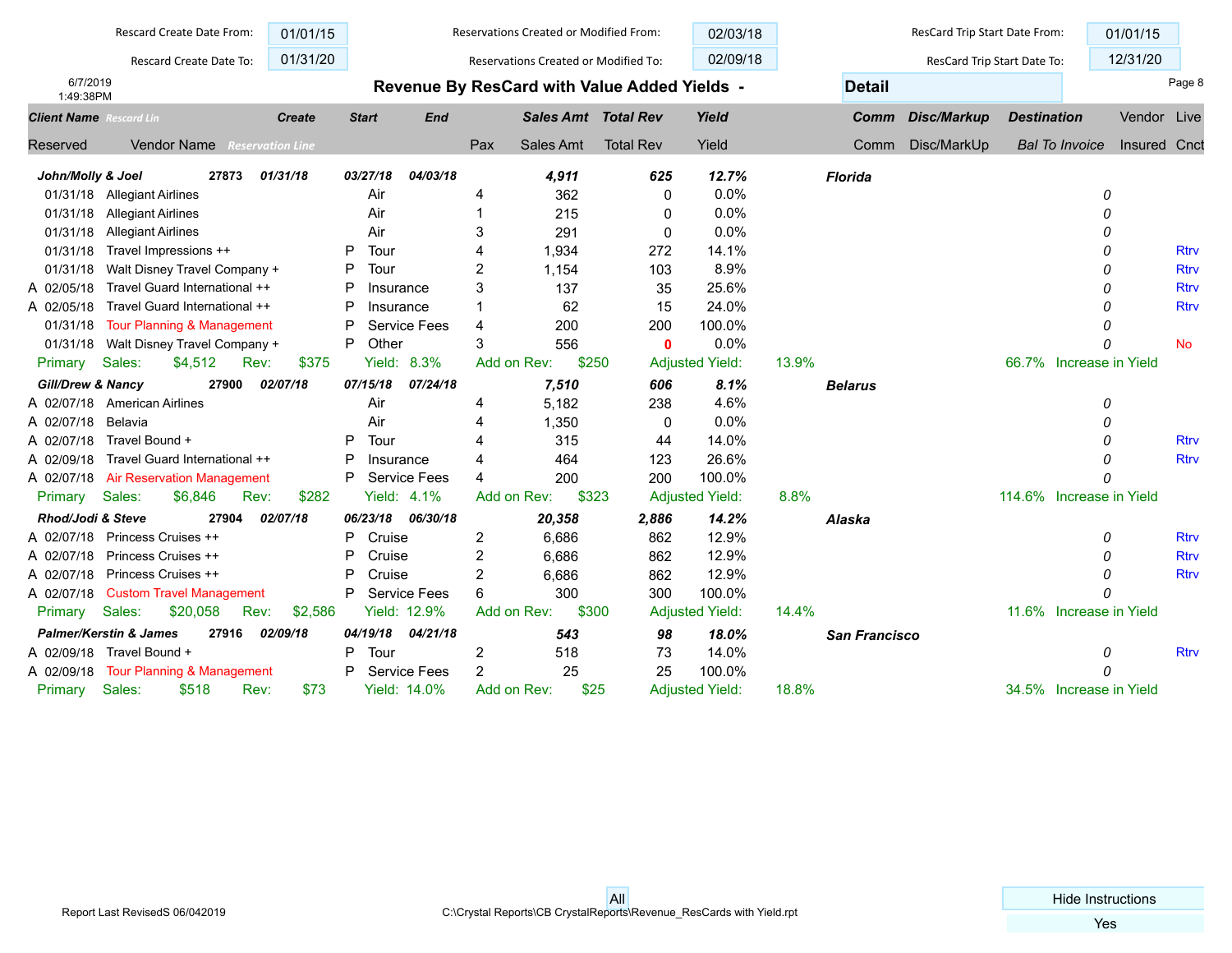Rescard Create Date From: 01/01/15 | Rescard Create Date To: 01/31/20

Reservations Created or Modified From: 02/03/18 | Reservations Created or Modified To: 02/09/18

ResCard Trip Start Date From: 01/01/15 | ResCard Trip Start Date To: 12/31/20

6/7/2019
1:49:38PM

# Revenue By ResCard with Value Added Yields -

**Detail**

| Client Name *Rescard Lin* | | Create | | Start | End | | Sales Amt | Total Rev | Yield | | Comm | Disc/Markup | Destination | Vendor | Live |
|---|---|---|---|---|---|---|---|---|---|---|---|---|---|---|---|
| Reserved | Vendor Name *Reservation Line* | | | | | Pax | Sales Amt | Total Rev | Yield | | Comm | Disc/MarkUp | *Bal To Invoice* | Insured | Cnct |
| ***John/Molly & Joel*** | ***27873*** | ***01/31/18*** | | ***03/27/18*** | ***04/03/18*** | | ***4,911*** | ***625*** | ***12.7%*** | | | | ***Florida*** | | |
| 01/31/18 | Allegiant Airlines | | | Air | | 4 | 362 | 0 | 0.0% | | | | 0 | | |
| 01/31/18 | Allegiant Airlines | | | Air | | 1 | 215 | 0 | 0.0% | | | | 0 | | |
| 01/31/18 | Allegiant Airlines | | | Air | | 3 | 291 | 0 | 0.0% | | | | 0 | | |
| 01/31/18 | Travel Impressions ++ | | P | Tour | | 4 | 1,934 | 272 | 14.1% | | | | 0 | | Rtrv |
| 01/31/18 | Walt Disney Travel Company + | | P | Tour | | 2 | 1,154 | 103 | 8.9% | | | | 0 | | Rtrv |
| A 02/05/18 | Travel Guard International ++ | | P | Insurance | | 3 | 137 | 35 | 25.6% | | | | 0 | | Rtrv |
| A 02/05/18 | Travel Guard International ++ | | P | Insurance | | 1 | 62 | 15 | 24.0% | | | | 0 | | Rtrv |
| 01/31/18 | Tour Planning & Management | | P | Service Fees | | 4 | 200 | 200 | 100.0% | | | | 0 | | |
| 01/31/18 | Walt Disney Travel Company + | | P | Other | | 3 | 556 | 0 | 0.0% | | | | 0 | | No |
| Primary | Sales: $4,512 | Rev: $375 | | Yield: 8.3% | | Add on Rev: $250 | | Adjusted Yield: | | 13.9% | | | 66.7% Increase in Yield | | |
| ***Gill/Drew & Nancy*** | ***27900*** | ***02/07/18*** | | ***07/15/18*** | ***07/24/18*** | | ***7,510*** | ***606*** | ***8.1%*** | | | | ***Belarus*** | | |
| A 02/07/18 | American Airlines | | | Air | | 4 | 5,182 | 238 | 4.6% | | | | 0 | | |
| A 02/07/18 | Belavia | | | Air | | 4 | 1,350 | 0 | 0.0% | | | | 0 | | |
| A 02/07/18 | Travel Bound + | | P | Tour | | 4 | 315 | 44 | 14.0% | | | | 0 | | Rtrv |
| A 02/09/18 | Travel Guard International ++ | | P | Insurance | | 4 | 464 | 123 | 26.6% | | | | 0 | | Rtrv |
| A 02/07/18 | Air Reservation Management | | P | Service Fees | | 4 | 200 | 200 | 100.0% | | | | 0 | | |
| Primary | Sales: $6,846 | Rev: $282 | | Yield: 4.1% | | Add on Rev: $323 | | Adjusted Yield: | | 8.8% | | | 114.6% Increase in Yield | | |
| ***Rhod/Jodi & Steve*** | ***27904*** | ***02/07/18*** | | ***06/23/18*** | ***06/30/18*** | | ***20,358*** | ***2,886*** | ***14.2%*** | | | | ***Alaska*** | | |
| A 02/07/18 | Princess Cruises ++ | | P | Cruise | | 2 | 6,686 | 862 | 12.9% | | | | 0 | | Rtrv |
| A 02/07/18 | Princess Cruises ++ | | P | Cruise | | 2 | 6,686 | 862 | 12.9% | | | | 0 | | Rtrv |
| A 02/07/18 | Princess Cruises ++ | | P | Cruise | | 2 | 6,686 | 862 | 12.9% | | | | 0 | | Rtrv |
| A 02/07/18 | Custom Travel Management | | P | Service Fees | | 6 | 300 | 300 | 100.0% | | | | 0 | | |
| Primary | Sales: $20,058 | Rev: $2,586 | | Yield: 12.9% | | Add on Rev: $300 | | Adjusted Yield: | | 14.4% | | | 11.6% Increase in Yield | | |
| ***Palmer/Kerstin & James*** | ***27916*** | ***02/09/18*** | | ***04/19/18*** | ***04/21/18*** | | ***543*** | ***98*** | ***18.0%*** | | | | ***San Francisco*** | | |
| A 02/09/18 | Travel Bound + | | P | Tour | | 2 | 518 | 73 | 14.0% | | | | 0 | | Rtrv |
| A 02/09/18 | Tour Planning & Management | | P | Service Fees | | 2 | 25 | 25 | 100.0% | | | | 0 | | |
| Primary | Sales: $518 | Rev: $73 | | Yield: 14.0% | | Add on Rev: $25 | | Adjusted Yield: | | 18.8% | | | 34.5% Increase in Yield | | |

Report Last RevisedS 06/042019

All

C:\Crystal Reports\CB CrystalReports\Revenue_ResCards with Yield.rpt

Hide Instructions: Yes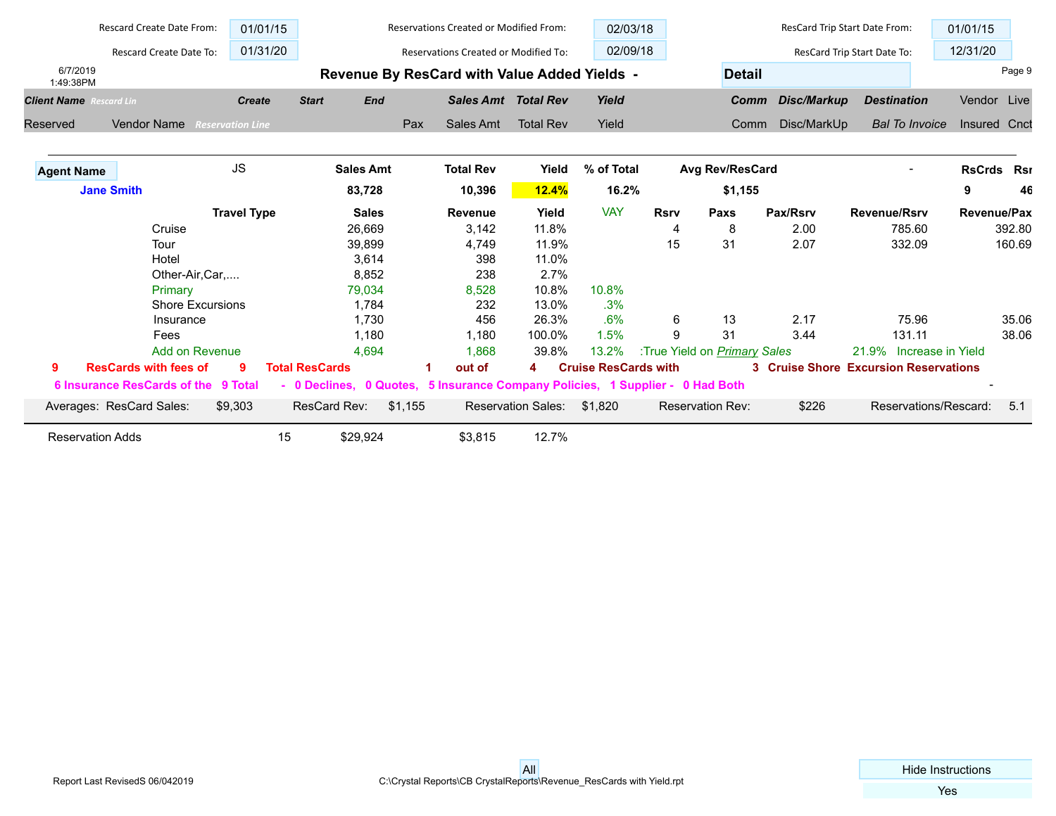| Rescard Create Date From: | 01/01/15 | Reservations Created or Modified From: | 02/03/18 | ResCard Trip Start Date From: | 01/01/15 |
|---|---|---|---|---|---|
| Rescard Create Date To: | 01/31/20 | Reservations Created or Modified To: | 02/09/18 | ResCard Trip Start Date To: | 12/31/20 |

6/7/2019
1:49:38PM

# Revenue By ResCard with Value Added Yields -

**Detail**

| Client Name *Rescard Lin* | Create | Start | End | Sales Amt | Total Rev | Yield | Comm | Disc/Markup | Destination | Vendor | Live |
|---|---|---|---|---|---|---|---|---|---|---|---|
| Reserved | Vendor Name *Reservation Line* | | Pax | Sales Amt | Total Rev | Yield | Comm | Disc/MarkUp | *Bal To Invoice* | Insured | Cnct |

| Agent Name | JS | Sales Amt | Total Rev | Yield | % of Total | Avg Rev/ResCard | - | RsCrds | Rsr |
|---|---|---|---|---|---|---|---|---|---|
| **Jane Smith** | | **83,728** | **10,396** | **12.4%** | **16.2%** | **$1,155** | | **9** | **46** |

| Travel Type | Sales | Revenue | Yield | VAY | Rsrv | Paxs | Pax/Rsrv | Revenue/Rsrv | Revenue/Pax |
|---|---|---|---|---|---|---|---|---|---|
| Cruise | 26,669 | 3,142 | 11.8% | | 4 | 8 | 2.00 | 785.60 | 392.80 |
| Tour | 39,899 | 4,749 | 11.9% | | 15 | 31 | 2.07 | 332.09 | 160.69 |
| Hotel | 3,614 | 398 | 11.0% | | | | | | |
| Other-Air,Car,.... | 8,852 | 238 | 2.7% | | | | | | |
| Primary | 79,034 | 8,528 | 10.8% | 10.8% | | | | | |
| Shore Excursions | 1,784 | 232 | 13.0% | .3% | | | | | |
| Insurance | 1,730 | 456 | 26.3% | .6% | 6 | 13 | 2.17 | 75.96 | 35.06 |
| Fees | 1,180 | 1,180 | 100.0% | 1.5% | 9 | 31 | 3.44 | 131.11 | 38.06 |
| Add on Revenue | 4,694 | 1,868 | 39.8% | 13.2% | :True Yield on *Primary* Sales | | | 21.9% | Increase in Yield |

**9 ResCards with fees of 9 Total ResCards 1 out of 4 Cruise ResCards with 3 Cruise Shore Excursion Reservations**

**6 Insurance ResCards of the 9 Total - 0 Declines, 0 Quotes, 5 Insurance Company Policies, 1 Supplier - 0 Had Both** -

Averages: ResCard Sales: $9,303 ResCard Rev: $1,155 Reservation Sales: $1,820 Reservation Rev: $226 Reservations/Rescard: 5.1

| Reservation Adds | 15 | $29,924 | $3,815 | 12.7% |
|---|---|---|---|---|

All

Report Last RevisedS 06/042019

C:\Crystal Reports\CB CrystalReports\Revenue_ResCards with Yield.rpt

Hide Instructions
Yes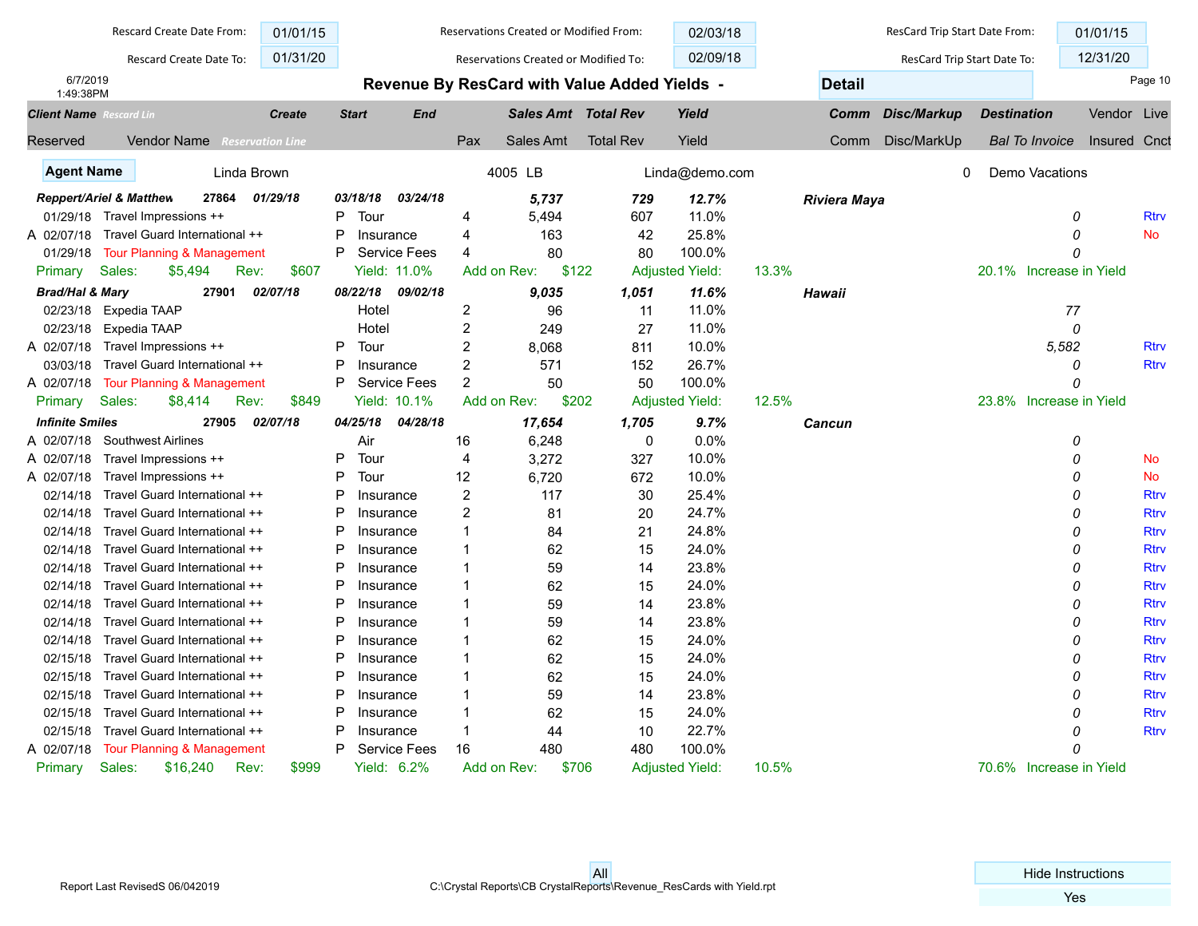| Rescard Create Date From: | 01/01/15 | Reservations Created or Modified From: | 02/03/18 | ResCard Trip Start Date From: | 01/01/15 |
|---|---|---|---|---|---|
| Rescard Create Date To: | 01/31/20 | Reservations Created or Modified To: | 02/09/18 | ResCard Trip Start Date To: | 12/31/20 |

6/7/2019
1:49:38PM

# Revenue By ResCard with Value Added Yields - Detail

| Client Name *Rescard Lin* | | | Create | Start | End | | Sales Amt | Total Rev | Yield | Comm | Disc/Markup | Destination | Vendor | Live |
|---|---|---|---|---|---|---|---|---|---|---|---|---|---|---|
| Reserved | Vendor Name *Reservation Line* | | | | | Pax | Sales Amt | Total Rev | Yield | Comm | Disc/MarkUp | *Bal To Invoice* | Insured | Cnct |
| **Agent Name** | Linda Brown | | | 4005 LB | | | Linda@demo.com | | | | | 0 | Demo Vacations | |
| ***Reppert/Ariel & Matthew*** | | ***27864*** | ***01/29/18*** | ***03/18/18*** | ***03/24/18*** | | ***5,737*** | ***729*** | ***12.7%*** | | | ***Riviera Maya*** | | |
| 01/29/18 | Travel Impressions ++ | | | P | Tour | 4 | 5,494 | 607 | 11.0% | | | *0* | | Rtrv |
| A 02/07/18 | Travel Guard International ++ | | | P | Insurance | 4 | 163 | 42 | 25.8% | | | *0* | | No |
| 01/29/18 | Tour Planning & Management | | | P | Service Fees | 4 | 80 | 80 | 100.0% | | | *0* | | |
| Primary | Sales: $5,494 | Rev: $607 | | Yield: 11.0% | | Add on Rev: $122 | | Adjusted Yield: 13.3% | | | | 20.1% Increase in Yield | | |
| ***Brad/Hal & Mary*** | | ***27901*** | ***02/07/18*** | ***08/22/18*** | ***09/02/18*** | | ***9,035*** | ***1,051*** | ***11.6%*** | | | ***Hawaii*** | | |
| 02/23/18 | Expedia TAAP | | | | Hotel | 2 | 96 | 11 | 11.0% | | | *77* | | |
| 02/23/18 | Expedia TAAP | | | | Hotel | 2 | 249 | 27 | 11.0% | | | *0* | | |
| A 02/07/18 | Travel Impressions ++ | | | P | Tour | 2 | 8,068 | 811 | 10.0% | | | *5,582* | | Rtrv |
| 03/03/18 | Travel Guard International ++ | | | P | Insurance | 2 | 571 | 152 | 26.7% | | | *0* | | Rtrv |
| A 02/07/18 | Tour Planning & Management | | | P | Service Fees | 2 | 50 | 50 | 100.0% | | | *0* | | |
| Primary | Sales: $8,414 | Rev: $849 | | Yield: 10.1% | | Add on Rev: $202 | | Adjusted Yield: 12.5% | | | | 23.8% Increase in Yield | | |
| ***Infinite Smiles*** | | ***27905*** | ***02/07/18*** | ***04/25/18*** | ***04/28/18*** | | ***17,654*** | ***1,705*** | ***9.7%*** | | | ***Cancun*** | | |
| A 02/07/18 | Southwest Airlines | | | | Air | 16 | 6,248 | 0 | 0.0% | | | *0* | | |
| A 02/07/18 | Travel Impressions ++ | | | P | Tour | 4 | 3,272 | 327 | 10.0% | | | *0* | | No |
| A 02/07/18 | Travel Impressions ++ | | | P | Tour | 12 | 6,720 | 672 | 10.0% | | | *0* | | No |
| 02/14/18 | Travel Guard International ++ | | | P | Insurance | 2 | 117 | 30 | 25.4% | | | *0* | | Rtrv |
| 02/14/18 | Travel Guard International ++ | | | P | Insurance | 2 | 81 | 20 | 24.7% | | | *0* | | Rtrv |
| 02/14/18 | Travel Guard International ++ | | | P | Insurance | 1 | 84 | 21 | 24.8% | | | *0* | | Rtrv |
| 02/14/18 | Travel Guard International ++ | | | P | Insurance | 1 | 62 | 15 | 24.0% | | | *0* | | Rtrv |
| 02/14/18 | Travel Guard International ++ | | | P | Insurance | 1 | 59 | 14 | 23.8% | | | *0* | | Rtrv |
| 02/14/18 | Travel Guard International ++ | | | P | Insurance | 1 | 62 | 15 | 24.0% | | | *0* | | Rtrv |
| 02/14/18 | Travel Guard International ++ | | | P | Insurance | 1 | 59 | 14 | 23.8% | | | *0* | | Rtrv |
| 02/14/18 | Travel Guard International ++ | | | P | Insurance | 1 | 59 | 14 | 23.8% | | | *0* | | Rtrv |
| 02/14/18 | Travel Guard International ++ | | | P | Insurance | 1 | 62 | 15 | 24.0% | | | *0* | | Rtrv |
| 02/15/18 | Travel Guard International ++ | | | P | Insurance | 1 | 62 | 15 | 24.0% | | | *0* | | Rtrv |
| 02/15/18 | Travel Guard International ++ | | | P | Insurance | 1 | 62 | 15 | 24.0% | | | *0* | | Rtrv |
| 02/15/18 | Travel Guard International ++ | | | P | Insurance | 1 | 59 | 14 | 23.8% | | | *0* | | Rtrv |
| 02/15/18 | Travel Guard International ++ | | | P | Insurance | 1 | 62 | 15 | 24.0% | | | *0* | | Rtrv |
| 02/15/18 | Travel Guard International ++ | | | P | Insurance | 1 | 44 | 10 | 22.7% | | | *0* | | Rtrv |
| A 02/07/18 | Tour Planning & Management | | | P | Service Fees | 16 | 480 | 480 | 100.0% | | | *0* | | |
| Primary | Sales: $16,240 | Rev: $999 | | Yield: 6.2% | | Add on Rev: $706 | | Adjusted Yield: 10.5% | | | | 70.6% Increase in Yield | | |

All

Report Last RevisedS 06/042019

C:\Crystal Reports\CB CrystalReports\Revenue_ResCards with Yield.rpt

Hide Instructions: Yes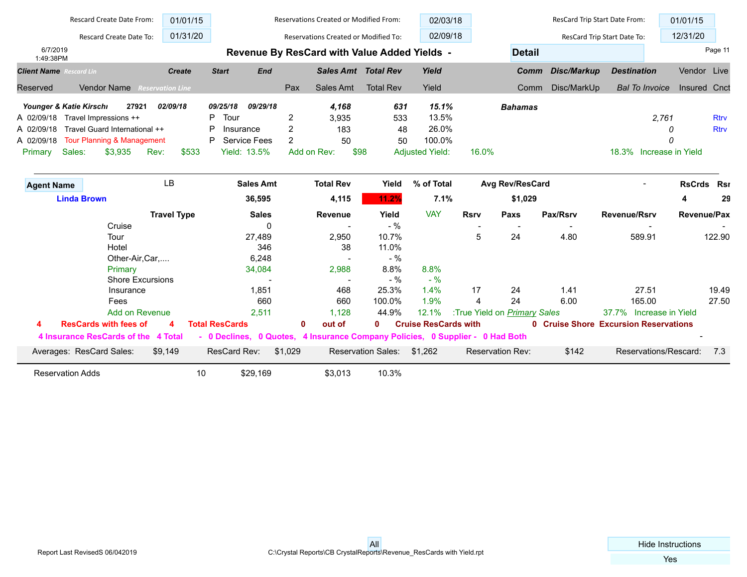| Rescard Create Date From: | 01/01/15 | Reservations Created or Modified From: | 02/03/18 | ResCard Trip Start Date From: | 01/01/15 |
|---|---|---|---|---|---|
| Rescard Create Date To: | 01/31/20 | Reservations Created or Modified To: | 02/09/18 | ResCard Trip Start Date To: | 12/31/20 |

6/7/2019
1:49:38PM

# Revenue By ResCard with Value Added Yields -

**Detail**

| Client Name *Rescard Lin* | | Create | Start | End | | Sales Amt | Total Rev | Yield | Comm | Disc/Markup | Destination | Vendor | Live |
|---|---|---|---|---|---|---|---|---|---|---|---|---|---|
| Reserved | Vendor Name *Reservation Line* | | | | Pax | Sales Amt | Total Rev | Yield | Comm | Disc/MarkUp | *Bal To Invoice* | Insured | Cnct |
| ***Younger & Katie Kirschı*** | | ***27921 02/09/18*** | ***09/25/18*** | ***09/29/18*** | | ***4,168*** | ***631*** | ***15.1%*** | | | ***Bahamas*** | | |
| A 02/09/18 | Travel Impressions ++ | | P Tour | | 2 | 3,935 | 533 | 13.5% | | | *2,761* | | Rtrv |
| A 02/09/18 | Travel Guard International ++ | | P Insurance | | 2 | 183 | 48 | 26.0% | | | *0* | | Rtrv |
| A 02/09/18 | Tour Planning & Management | | P Service Fees | | 2 | 50 | 50 | 100.0% | | | *0* | | |

Primary Sales: $3,935 Rev: $533 Yield: 13.5% Add on Rev: $98 Adjusted Yield: 16.0% 18.3% Increase in Yield

| Agent Name | LB | Sales Amt | Total Rev | Yield | % of Total | Avg Rev/ResCard | - | RsCrds | Rsr |
|---|---|---|---|---|---|---|---|---|---|
| **Linda Brown** | | **36,595** | **4,115** | **11.2%** | **7.1%** | **$1,029** | | **4** | **29** |

| Travel Type | Sales | Revenue | Yield | VAY | Rsrv | Paxs | Pax/Rsrv | Revenue/Rsrv | Revenue/Pax |
|---|---|---|---|---|---|---|---|---|---|
| Cruise | 0 | - | - % | | - | - | - | - | - |
| Tour | 27,489 | 2,950 | 10.7% | | 5 | 24 | 4.80 | 589.91 | 122.90 |
| Hotel | 346 | 38 | 11.0% | | | | | | |
| Other-Air,Car,.... | 6,248 | - | - % | | | | | | |
| Primary | 34,084 | 2,988 | 8.8% | 8.8% | | | | | |
| Shore Excursions | - | - | - % | - % | | | | | |
| Insurance | 1,851 | 468 | 25.3% | 1.4% | 17 | 24 | 1.41 | 27.51 | 19.49 |
| Fees | 660 | 660 | 100.0% | 1.9% | 4 | 24 | 6.00 | 165.00 | 27.50 |
| Add on Revenue | 2,511 | 1,128 | 44.9% | 12.1% | :True Yield on *Primary* Sales | | | 37.7% Increase in Yield | |

**4 ResCards with fees of 4 Total ResCards 0 out of 0 Cruise ResCards with 0 Cruise Shore Excursion Reservations**

**4 Insurance ResCards of the 4 Total - 0 Declines, 0 Quotes, 4 Insurance Company Policies, 0 Supplier - 0 Had Both** -

| Averages: ResCard Sales: | $9,149 | ResCard Rev: | $1,029 | Reservation Sales: | $1,262 | Reservation Rev: | $142 | Reservations/Rescard: | 7.3 |
|---|---|---|---|---|---|---|---|---|---|

| Reservation Adds | 10 | $29,169 | $3,013 | 10.3% |
|---|---|---|---|---|

Report Last RevisedS 06/042019 All C:\Crystal Reports\CB CrystalReports\Revenue_ResCards with Yield.rpt

Hide Instructions: Yes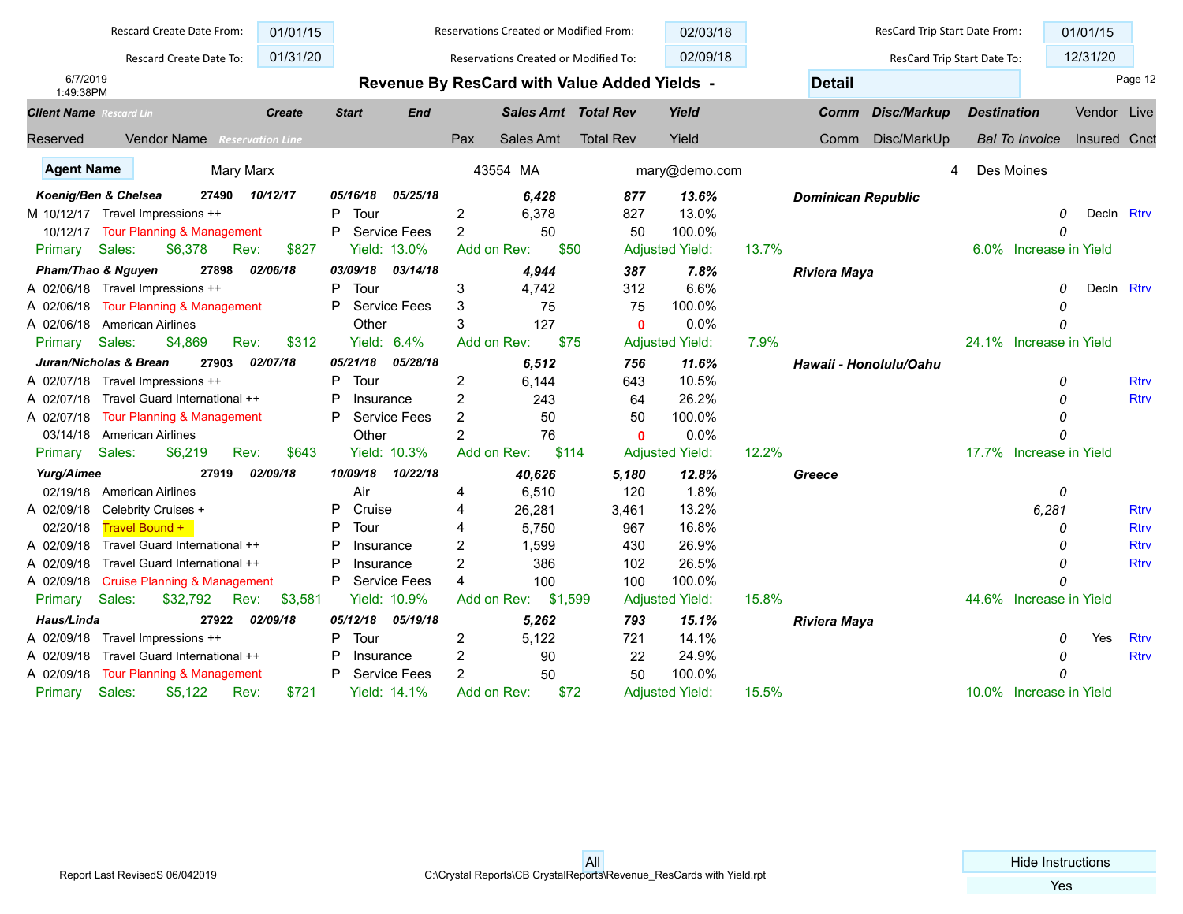| Rescard Create Date From: | 01/01/15 | Reservations Created or Modified From: | 02/03/18 | ResCard Trip Start Date From: | 01/01/15 |
|---|---|---|---|---|---|
| Rescard Create Date To: | 01/31/20 | Reservations Created or Modified To: | 02/09/18 | ResCard Trip Start Date To: | 12/31/20 |

6/7/2019
1:49:38PM

# Revenue By ResCard with Value Added Yields -

**Detail**

| Client Name *Rescard Lin* | | | Create | Start | End | | Sales Amt | Total Rev | Yield | Comm | Disc/Markup | Destination | Vendor | Live |
|---|---|---|---|---|---|---|---|---|---|---|---|---|---|---|
| Reserved | | Vendor Name *Reservation Line* | | | | Pax | Sales Amt | Total Rev | Yield | Comm | Disc/MarkUp | Bal To Invoice | Insured | Cnct |

**Agent Name** Mary Marx 43554 MA mary@demo.com 4 Des Moines

| | Reserved | Vendor Name | | Type | Pax | Sales Amt | Total Rev | Yield | Comm | Disc/Markup | Bal To Invoice | Vendor Insured | Live Cnct |
|---|---|---|---|---|---|---|---|---|---|---|---|---|---|
| ***Koenig/Ben & Chelsea*** | ***27490*** | ***10/12/17*** | ***05/16/18*** | ***05/25/18*** | | ***6,428*** | ***877*** | ***13.6%*** | | ***Dominican Republic*** | | | |
| M | 10/12/17 | Travel Impressions ++ | P | Tour | 2 | 6,378 | 827 | 13.0% | | | 0 | Decln | Rtrv |
| | 10/12/17 | Tour Planning & Management | P | Service Fees | 2 | 50 | 50 | 100.0% | | | 0 | | |
| Primary | Sales: $6,378 | Rev: $827 | Yield: 13.0% | Add on Rev: $50 | | Adjusted Yield: | 13.7% | | | 6.0% Increase in Yield | | | |
| ***Pham/Thao & Nguyen*** | ***27898*** | ***02/06/18*** | ***03/09/18*** | ***03/14/18*** | | ***4,944*** | ***387*** | ***7.8%*** | | ***Riviera Maya*** | | | |
| A | 02/06/18 | Travel Impressions ++ | P | Tour | 3 | 4,742 | 312 | 6.6% | | | 0 | Decln | Rtrv |
| A | 02/06/18 | Tour Planning & Management | P | Service Fees | 3 | 75 | 75 | 100.0% | | | 0 | | |
| A | 02/06/18 | American Airlines | | Other | 3 | 127 | 0 | 0.0% | | | 0 | | |
| Primary | Sales: $4,869 | Rev: $312 | Yield: 6.4% | Add on Rev: $75 | | Adjusted Yield: | 7.9% | | | 24.1% Increase in Yield | | | |
| ***Juran/Nicholas & Brean*** | ***27903*** | ***02/07/18*** | ***05/21/18*** | ***05/28/18*** | | ***6,512*** | ***756*** | ***11.6%*** | | ***Hawaii - Honolulu/Oahu*** | | | |
| A | 02/07/18 | Travel Impressions ++ | P | Tour | 2 | 6,144 | 643 | 10.5% | | | 0 | | Rtrv |
| A | 02/07/18 | Travel Guard International ++ | P | Insurance | 2 | 243 | 64 | 26.2% | | | 0 | | Rtrv |
| A | 02/07/18 | Tour Planning & Management | P | Service Fees | 2 | 50 | 50 | 100.0% | | | 0 | | |
| | 03/14/18 | American Airlines | | Other | 2 | 76 | 0 | 0.0% | | | 0 | | |
| Primary | Sales: $6,219 | Rev: $643 | Yield: 10.3% | Add on Rev: $114 | | Adjusted Yield: | 12.2% | | | 17.7% Increase in Yield | | | |
| ***Yurg/Aimee*** | ***27919*** | ***02/09/18*** | ***10/09/18*** | ***10/22/18*** | | ***40,626*** | ***5,180*** | ***12.8%*** | | ***Greece*** | | | |
| | 02/19/18 | American Airlines | | Air | 4 | 6,510 | 120 | 1.8% | | | 0 | | |
| A | 02/09/18 | Celebrity Cruises + | P | Cruise | 4 | 26,281 | 3,461 | 13.2% | | | 6,281 | | Rtrv |
| | 02/20/18 | Travel Bound + | P | Tour | 4 | 5,750 | 967 | 16.8% | | | 0 | | Rtrv |
| A | 02/09/18 | Travel Guard International ++ | P | Insurance | 2 | 1,599 | 430 | 26.9% | | | 0 | | Rtrv |
| A | 02/09/18 | Travel Guard International ++ | P | Insurance | 2 | 386 | 102 | 26.5% | | | 0 | | Rtrv |
| A | 02/09/18 | Cruise Planning & Management | P | Service Fees | 4 | 100 | 100 | 100.0% | | | 0 | | |
| Primary | Sales: $32,792 | Rev: $3,581 | Yield: 10.9% | Add on Rev: $1,599 | | Adjusted Yield: | 15.8% | | | 44.6% Increase in Yield | | | |
| ***Haus/Linda*** | ***27922*** | ***02/09/18*** | ***05/12/18*** | ***05/19/18*** | | ***5,262*** | ***793*** | ***15.1%*** | | ***Riviera Maya*** | | | |
| A | 02/09/18 | Travel Impressions ++ | P | Tour | 2 | 5,122 | 721 | 14.1% | | | 0 | Yes | Rtrv |
| A | 02/09/18 | Travel Guard International ++ | P | Insurance | 2 | 90 | 22 | 24.9% | | | 0 | | Rtrv |
| A | 02/09/18 | Tour Planning & Management | P | Service Fees | 2 | 50 | 50 | 100.0% | | | 0 | | |
| Primary | Sales: $5,122 | Rev: $721 | Yield: 14.1% | Add on Rev: $72 | | Adjusted Yield: | 15.5% | | | 10.0% Increase in Yield | | | |

Report Last RevisedS 06/042019

All

C:\Crystal Reports\CB CrystalReports\Revenue_ResCards with Yield.rpt

Hide Instructions: Yes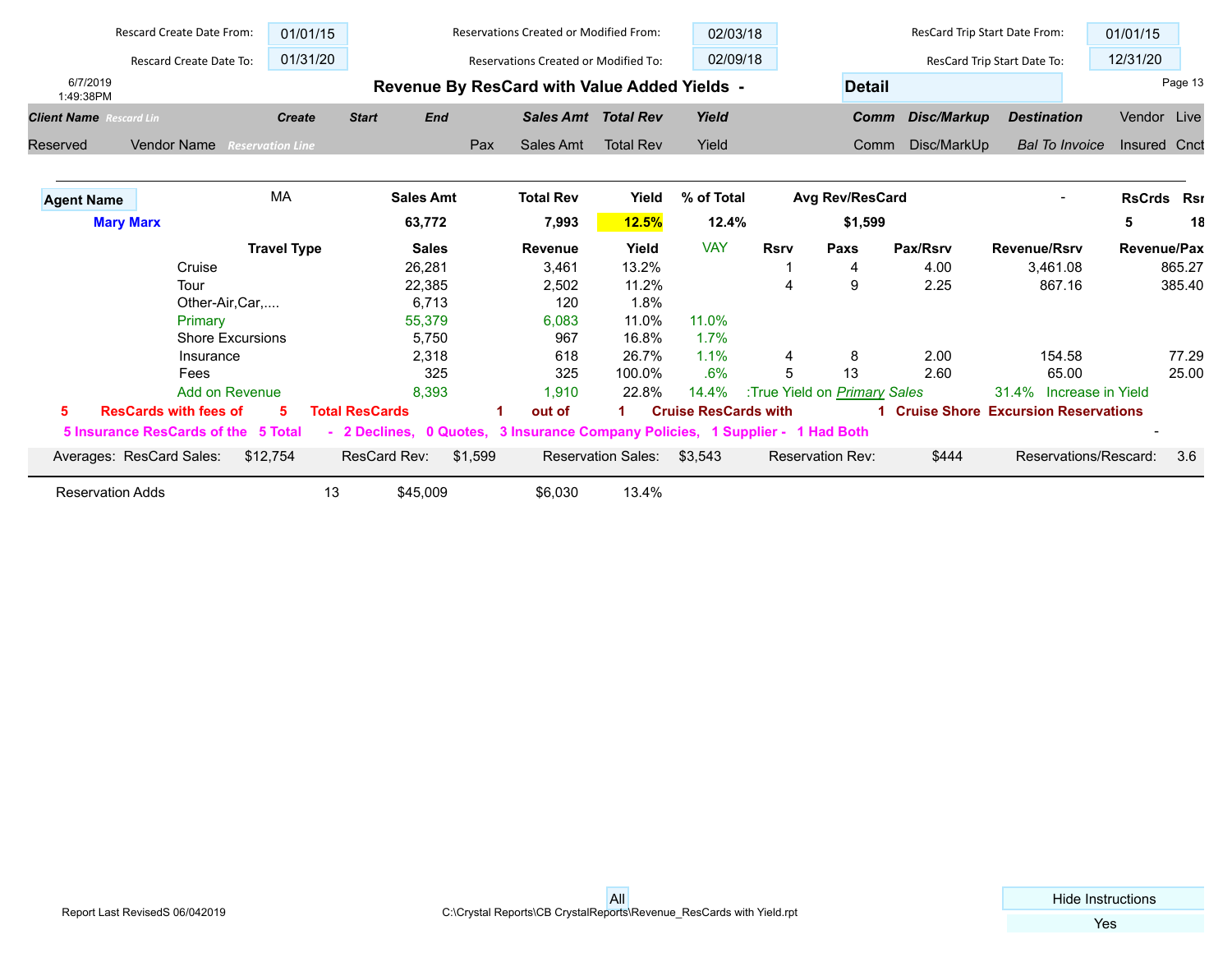| Rescard Create Date From: | 01/01/15 | Reservations Created or Modified From: | 02/03/18 | ResCard Trip Start Date From: | 01/01/15 |
|---|---|---|---|---|---|
| Rescard Create Date To: | 01/31/20 | Reservations Created or Modified To: | 02/09/18 | ResCard Trip Start Date To: | 12/31/20 |

6/7/2019
1:49:38PM

# Revenue By ResCard with Value Added Yields -

**Detail**

| *Client Name* *Rescard Lin* | | *Create* | *Start* | *End* | | *Sales Amt* | *Total Rev* | *Yield* | *Comm* | *Disc/Markup* | *Destination* | Vendor | Live |
|---|---|---|---|---|---|---|---|---|---|---|---|---|---|
| Reserved | Vendor Name | *Reservation Line* | | | Pax | Sales Amt | Total Rev | Yield | Comm | Disc/MarkUp | *Bal To Invoice* | Insured | Cnct |

| **Agent Name** | MA | **Sales Amt** | **Total Rev** | **Yield** | **% of Total** | **Avg Rev/ResCard** | - | **RsCrds** | **Rsr** |
|---|---|---|---|---|---|---|---|---|---|
| **Mary Marx** | | **63,772** | **7,993** | **12.5%** | **12.4%** | **$1,599** | | **5** | **18** |

| **Travel Type** | **Sales** | **Revenue** | **Yield** | VAY | **Rsrv** | **Paxs** | **Pax/Rsrv** | **Revenue/Rsrv** | **Revenue/Pax** |
|---|---|---|---|---|---|---|---|---|---|
| Cruise | 26,281 | 3,461 | 13.2% | | 1 | 4 | 4.00 | 3,461.08 | 865.27 |
| Tour | 22,385 | 2,502 | 11.2% | | 4 | 9 | 2.25 | 867.16 | 385.40 |
| Other-Air,Car,.... | 6,713 | 120 | 1.8% | | | | | | |
| Primary | 55,379 | 6,083 | 11.0% | 11.0% | | | | | |
| Shore Excursions | 5,750 | 967 | 16.8% | 1.7% | | | | | |
| Insurance | 2,318 | 618 | 26.7% | 1.1% | 4 | 8 | 2.00 | 154.58 | 77.29 |
| Fees | 325 | 325 | 100.0% | .6% | 5 | 13 | 2.60 | 65.00 | 25.00 |
| Add on Revenue | 8,393 | 1,910 | 22.8% | 14.4% | :True Yield on *Primary* Sales | | | 31.4% Increase in Yield | |

**5 ResCards with fees of 5 Total ResCards 1 out of 1 Cruise ResCards with 1 Cruise Shore Excursion Reservations**

**5 Insurance ResCards of the 5 Total - 2 Declines, 0 Quotes, 3 Insurance Company Policies, 1 Supplier - 1 Had Both** -

| Averages: ResCard Sales: | $12,754 | ResCard Rev: | $1,599 | Reservation Sales: | $3,543 | Reservation Rev: | $444 | Reservations/Rescard: | 3.6 |
|---|---|---|---|---|---|---|---|---|---|

| Reservation Adds | 13 | $45,009 | $6,030 | 13.4% |
|---|---|---|---|---|

All

Report Last RevisedS 06/042019

C:\Crystal Reports\CB CrystalReports\Revenue_ResCards with Yield.rpt

Hide Instructions
Yes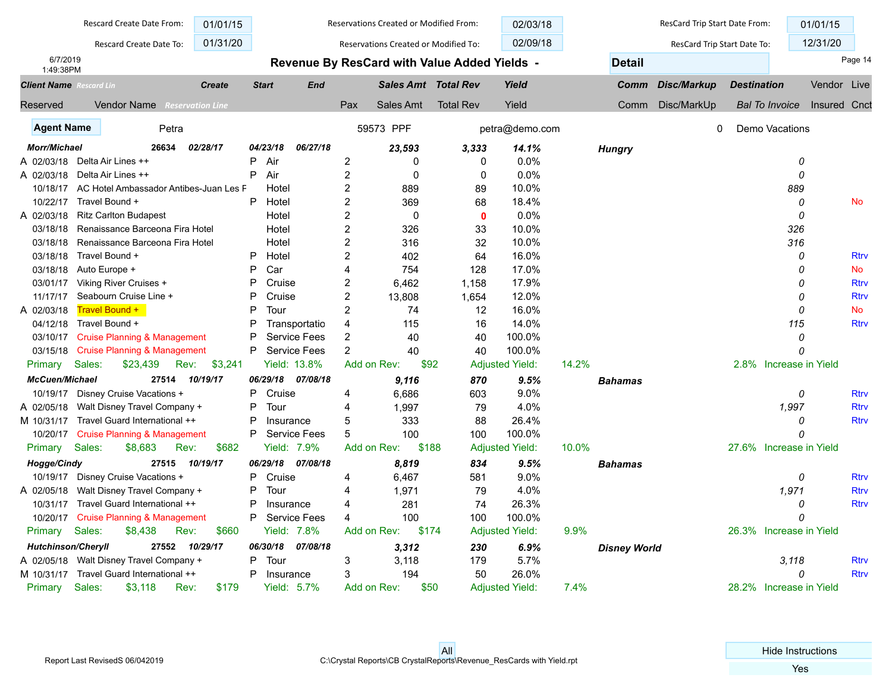| Rescard Create Date From: | 01/01/15 | Reservations Created or Modified From: | 02/03/18 | ResCard Trip Start Date From: | 01/01/15 |
|---|---|---|---|---|---|
| Rescard Create Date To: | 01/31/20 | Reservations Created or Modified To: | 02/09/18 | ResCard Trip Start Date To: | 12/31/20 |

6/7/2019
1:49:38PM

# Revenue By ResCard with Value Added Yields - Detail

| Client Name / Reserved | Rescard Lin / Vendor Name | Create / Reservation Line | Start | End | Pax | Sales Amt | Total Rev | Yield | Comm | Disc/Markup | Destination / Bal To Invoice | Vendor Insured | Live Cnct |
|---|---|---|---|---|---|---|---|---|---|---|---|---|---|
| **Agent Name** | Petra | | | | 59573 PPF | | petra@demo.com | | | | 0 | Demo Vacations | |
| ***Morr/Michael*** | ***26634*** | ***02/28/17*** | ***04/23/18*** | ***06/27/18*** | | ***23,593*** | ***3,333*** | ***14.1%*** | | | ***Hungry*** | | |
| A 02/03/18 | Delta Air Lines ++ | | P | Air | 2 | 0 | 0 | 0.0% | | | 0 | | |
| A 02/03/18 | Delta Air Lines ++ | | P | Air | 2 | 0 | 0 | 0.0% | | | 0 | | |
| 10/18/17 | AC Hotel Ambassador Antibes-Juan Les F | | | Hotel | 2 | 889 | 89 | 10.0% | | | 889 | | |
| 10/22/17 | Travel Bound + | | P | Hotel | 2 | 369 | 68 | 18.4% | | | 0 | | No |
| A 02/03/18 | Ritz Carlton Budapest | | | Hotel | 2 | 0 | 0 | 0.0% | | | 0 | | |
| 03/18/18 | Renaissance Barceona Fira Hotel | | | Hotel | 2 | 326 | 33 | 10.0% | | | 326 | | |
| 03/18/18 | Renaissance Barceona Fira Hotel | | | Hotel | 2 | 316 | 32 | 10.0% | | | 316 | | |
| 03/18/18 | Travel Bound + | | P | Hotel | 2 | 402 | 64 | 16.0% | | | 0 | | Rtrv |
| 03/18/18 | Auto Europe + | | P | Car | 4 | 754 | 128 | 17.0% | | | 0 | | No |
| 03/01/17 | Viking River Cruises + | | P | Cruise | 2 | 6,462 | 1,158 | 17.9% | | | 0 | | Rtrv |
| 11/17/17 | Seabourn Cruise Line + | | P | Cruise | 2 | 13,808 | 1,654 | 12.0% | | | 0 | | Rtrv |
| A 02/03/18 | Travel Bound + | | P | Tour | 2 | 74 | 12 | 16.0% | | | 0 | | No |
| 04/12/18 | Travel Bound + | | P | Transportatio | 4 | 115 | 16 | 14.0% | | | 115 | | Rtrv |
| 03/10/17 | Cruise Planning & Management | | P | Service Fees | 2 | 40 | 40 | 100.0% | | | 0 | | |
| 03/15/18 | Cruise Planning & Management | | P | Service Fees | 2 | 40 | 40 | 100.0% | | | 0 | | |
| Primary | Sales: $23,439 | Rev: $3,241 | Yield: 13.8% | | Add on Rev: $92 | | Adjusted Yield: 14.2% | | | | 2.8% Increase in Yield | | |
| ***McCuen/Michael*** | ***27514*** | ***10/19/17*** | ***06/29/18*** | ***07/08/18*** | | ***9,116*** | ***870*** | ***9.5%*** | | | ***Bahamas*** | | |
| 10/19/17 | Disney Cruise Vacations + | | P | Cruise | 4 | 6,686 | 603 | 9.0% | | | 0 | | Rtrv |
| A 02/05/18 | Walt Disney Travel Company + | | P | Tour | 4 | 1,997 | 79 | 4.0% | | | 1,997 | | Rtrv |
| M 10/31/17 | Travel Guard International ++ | | P | Insurance | 5 | 333 | 88 | 26.4% | | | 0 | | Rtrv |
| 10/20/17 | Cruise Planning & Management | | P | Service Fees | 5 | 100 | 100 | 100.0% | | | 0 | | |
| Primary | Sales: $8,683 | Rev: $682 | Yield: 7.9% | | Add on Rev: $188 | | Adjusted Yield: 10.0% | | | | 27.6% Increase in Yield | | |
| ***Hogge/Cindy*** | ***27515*** | ***10/19/17*** | ***06/29/18*** | ***07/08/18*** | | ***8,819*** | ***834*** | ***9.5%*** | | | ***Bahamas*** | | |
| 10/19/17 | Disney Cruise Vacations + | | P | Cruise | 4 | 6,467 | 581 | 9.0% | | | 0 | | Rtrv |
| A 02/05/18 | Walt Disney Travel Company + | | P | Tour | 4 | 1,971 | 79 | 4.0% | | | 1,971 | | Rtrv |
| 10/31/17 | Travel Guard International ++ | | P | Insurance | 4 | 281 | 74 | 26.3% | | | 0 | | Rtrv |
| 10/20/17 | Cruise Planning & Management | | P | Service Fees | 4 | 100 | 100 | 100.0% | | | 0 | | |
| Primary | Sales: $8,438 | Rev: $660 | Yield: 7.8% | | Add on Rev: $174 | | Adjusted Yield: 9.9% | | | | 26.3% Increase in Yield | | |
| ***Hutchinson/Cheryll*** | ***27552*** | ***10/29/17*** | ***06/30/18*** | ***07/08/18*** | | ***3,312*** | ***230*** | ***6.9%*** | | | ***Disney World*** | | |
| A 02/05/18 | Walt Disney Travel Company + | | P | Tour | 3 | 3,118 | 179 | 5.7% | | | 3,118 | | Rtrv |
| M 10/31/17 | Travel Guard International ++ | | P | Insurance | 3 | 194 | 50 | 26.0% | | | 0 | | Rtrv |
| Primary | Sales: $3,118 | Rev: $179 | Yield: 5.7% | | Add on Rev: $50 | | Adjusted Yield: 7.4% | | | | 28.2% Increase in Yield | | |

Report Last RevisedS 06/042019

All

C:\Crystal Reports\CB CrystalReports\Revenue_ResCards with Yield.rpt

Hide Instructions: Yes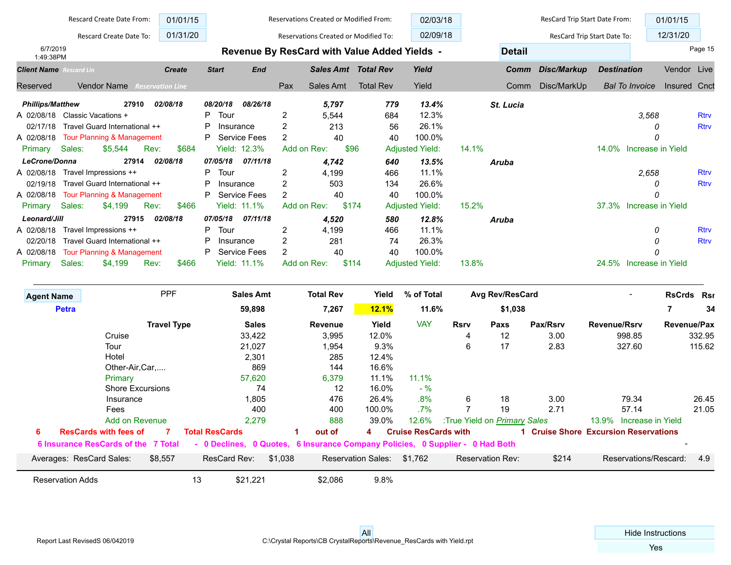| Rescard Create Date From: | 01/01/15 | Reservations Created or Modified From: | 02/03/18 | ResCard Trip Start Date From: | 01/01/15 |
|---|---|---|---|---|---|
| Rescard Create Date To: | 01/31/20 | Reservations Created or Modified To: | 02/09/18 | ResCard Trip Start Date To: | 12/31/20 |

6/7/2019
1:49:38PM

# Revenue By ResCard with Value Added Yields - Detail

| Client Name *Rescard Lin* | | Create | Start | End | | Sales Amt | Total Rev | Yield | Comm | Disc/Markup | Destination | Vendor | Live |
|---|---|---|---|---|---|---|---|---|---|---|---|---|---|
| Reserved | Vendor Name *Reservation Line* | | | | Pax | Sales Amt | Total Rev | Yield | Comm | Disc/MarkUp | Bal To Invoice | Insured | Cnct |
| ***Phillips/Matthew*** | | ***27910*** ***02/08/18*** | ***08/20/18*** | ***08/26/18*** | | ***5,797*** | ***779*** | ***13.4%*** | | | ***St. Lucia*** | | |
| A 02/08/18 | Classic Vacations + | | P | Tour | 2 | 5,544 | 684 | 12.3% | | | *3,568* | | Rtrv |
| 02/17/18 | Travel Guard International ++ | | P | Insurance | 2 | 213 | 56 | 26.1% | | | *0* | | Rtrv |
| A 02/08/18 | Tour Planning & Management | | P | Service Fees | 2 | 40 | 40 | 100.0% | | | *0* | | |
| Primary | Sales: $5,544 | Rev: $684 | Yield: 12.3% | | Add on Rev: $96 | | Adjusted Yield: | 14.1% | | | 14.0% Increase in Yield | | |
| ***LeCrone/Donna*** | | ***27914*** ***02/08/18*** | ***07/05/18*** | ***07/11/18*** | | ***4,742*** | ***640*** | ***13.5%*** | | | ***Aruba*** | | |
| A 02/08/18 | Travel Impressions ++ | | P | Tour | 2 | 4,199 | 466 | 11.1% | | | *2,658* | | Rtrv |
| 02/19/18 | Travel Guard International ++ | | P | Insurance | 2 | 503 | 134 | 26.6% | | | *0* | | Rtrv |
| A 02/08/18 | Tour Planning & Management | | P | Service Fees | 2 | 40 | 40 | 100.0% | | | *0* | | |
| Primary | Sales: $4,199 | Rev: $466 | Yield: 11.1% | | Add on Rev: $174 | | Adjusted Yield: | 15.2% | | | 37.3% Increase in Yield | | |
| ***Leonard/Jill*** | | ***27915*** ***02/08/18*** | ***07/05/18*** | ***07/11/18*** | | ***4,520*** | ***580*** | ***12.8%*** | | | ***Aruba*** | | |
| A 02/08/18 | Travel Impressions ++ | | P | Tour | 2 | 4,199 | 466 | 11.1% | | | *0* | | Rtrv |
| 02/20/18 | Travel Guard International ++ | | P | Insurance | 2 | 281 | 74 | 26.3% | | | *0* | | Rtrv |
| A 02/08/18 | Tour Planning & Management | | P | Service Fees | 2 | 40 | 40 | 100.0% | | | *0* | | |
| Primary | Sales: $4,199 | Rev: $466 | Yield: 11.1% | | Add on Rev: $114 | | Adjusted Yield: | 13.8% | | | 24.5% Increase in Yield | | |

| Agent Name | PPF | Sales Amt | Total Rev | Yield | % of Total | Avg Rev/ResCard | - | RsCrds | Rsr |
|---|---|---|---|---|---|---|---|---|---|
| **Petra** | | **59,898** | **7,267** | **12.1%** | **11.6%** | **$1,038** | | **7** | **34** |

| Travel Type | Sales | Revenue | Yield | VAY | Rsrv | Paxs | Pax/Rsrv | Revenue/Rsrv | Revenue/Pax |
|---|---|---|---|---|---|---|---|---|---|
| Cruise | 33,422 | 3,995 | 12.0% | | 4 | 12 | 3.00 | 998.85 | 332.95 |
| Tour | 21,027 | 1,954 | 9.3% | | 6 | 17 | 2.83 | 327.60 | 115.62 |
| Hotel | 2,301 | 285 | 12.4% | | | | | | |
| Other-Air,Car,.... | 869 | 144 | 16.6% | | | | | | |
| Primary | 57,620 | 6,379 | 11.1% | 11.1% | | | | | |
| Shore Excursions | 74 | 12 | 16.0% | - % | | | | | |
| Insurance | 1,805 | 476 | 26.4% | .8% | 6 | 18 | 3.00 | 79.34 | 26.45 |
| Fees | 400 | 400 | 100.0% | .7% | 7 | 19 | 2.71 | 57.14 | 21.05 |
| Add on Revenue | 2,279 | 888 | 39.0% | 12.6% | :True Yield on *Primary Sales* | | | 13.9% Increase in Yield | |

**6 ResCards with fees of 7 Total ResCards 1 out of 4 Cruise ResCards with 1 Cruise Shore Excursion Reservations**

**6 Insurance ResCards of the 7 Total - 0 Declines, 0 Quotes, 6 Insurance Company Policies, 0 Supplier - 0 Had Both**

| Averages: ResCard Sales: | $8,557 | ResCard Rev: | $1,038 | Reservation Sales: | $1,762 | Reservation Rev: | $214 | Reservations/Rescard: | 4.9 |
|---|---|---|---|---|---|---|---|---|---|

| Reservation Adds | 13 | $21,221 | $2,086 | 9.8% |
|---|---|---|---|---|

All

Report Last RevisedS 06/042019 C:\Crystal Reports\CB CrystalReports\Revenue_ResCards with Yield.rpt

Hide Instructions
Yes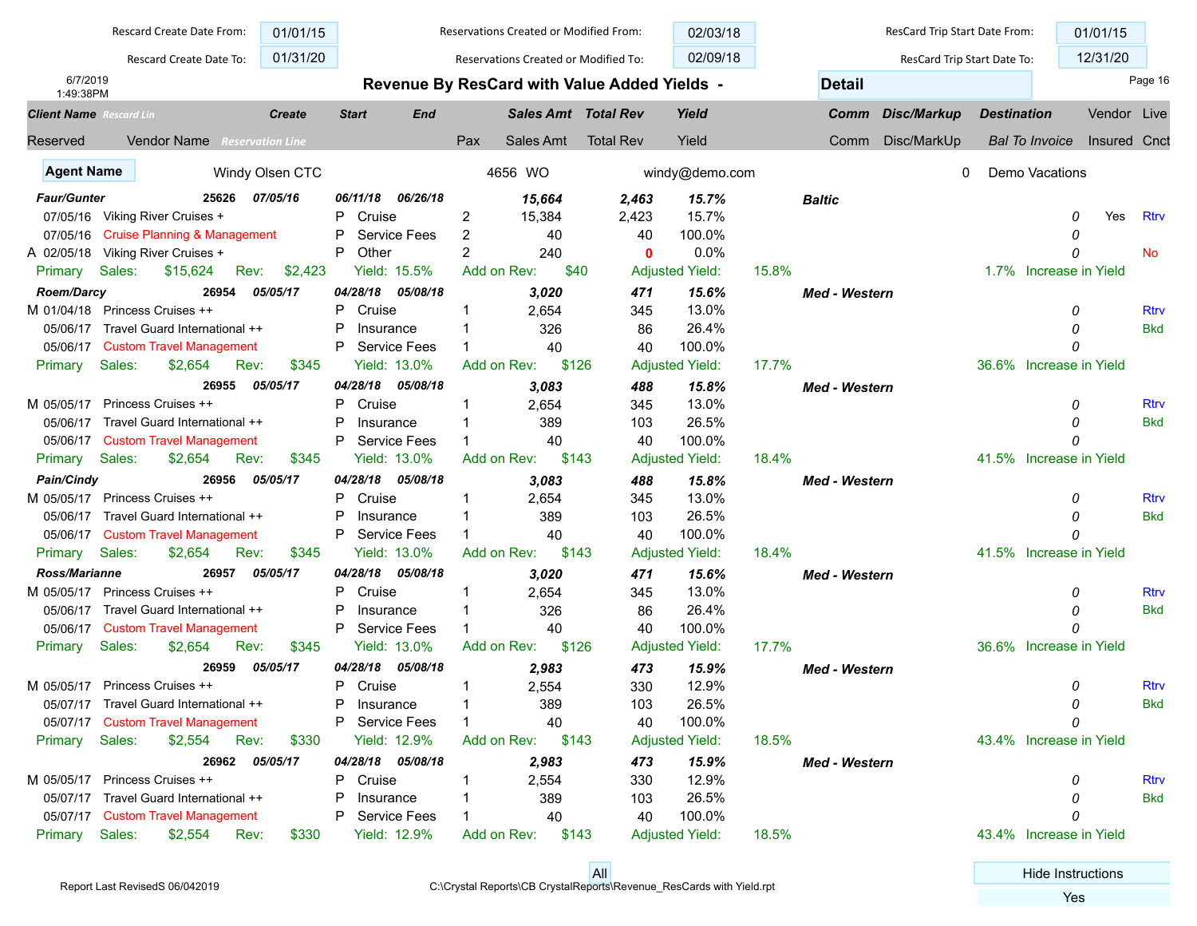| Rescard Create Date From: | 01/01/15 | Reservations Created or Modified From: | 02/03/18 | ResCard Trip Start Date From: | 01/01/15 |
|---|---|---|---|---|---|
| Rescard Create Date To: | 01/31/20 | Reservations Created or Modified To: | 02/09/18 | ResCard Trip Start Date To: | 12/31/20 |

6/7/2019
1:49:38PM

# Revenue By ResCard with Value Added Yields - Detail

| Client Name / Reserved | Rescard Lin / Vendor Name / Reservation Line | Create | Start | End | Pax | Sales Amt | Total Rev | Yield | Comm | Disc/Markup | Destination / Bal To Invoice | Vendor Insured | Live Cnct |
|---|---|---|---|---|---|---|---|---|---|---|---|---|---|
| **Agent Name** | Windy Olsen CTC | | | 4656 WO | | | windy@demo.com | | | | 0 | Demo Vacations | |
| ***Faur/Gunter*** | ***25626*** | ***07/05/16*** | ***06/11/18*** | ***06/26/18*** | | ***15,664*** | ***2,463*** | ***15.7%*** | | | ***Baltic*** | | |
| 07/05/16 | Viking River Cruises + | | P | Cruise | 2 | 15,384 | 2,423 | 15.7% | | | 0 | Yes | Rtrv |
| 07/05/16 | Cruise Planning & Management | | P | Service Fees | 2 | 40 | 40 | 100.0% | | | 0 | | |
| A 02/05/18 | Viking River Cruises + | | P | Other | 2 | 240 | 0 | 0.0% | | | 0 | | No |
| Primary | Sales: $15,624 | Rev: $2,423 | Yield: 15.5% | Add on Rev: $40 | | Adjusted Yield: 15.8% | | | 1.7% | Increase in Yield | | | |
| ***Roem/Darcy*** | ***26954*** | ***05/05/17*** | ***04/28/18*** | ***05/08/18*** | | ***3,020*** | ***471*** | ***15.6%*** | | | ***Med - Western*** | | |
| M 01/04/18 | Princess Cruises ++ | | P | Cruise | 1 | 2,654 | 345 | 13.0% | | | 0 | | Rtrv |
| 05/06/17 | Travel Guard International ++ | | P | Insurance | 1 | 326 | 86 | 26.4% | | | 0 | | Bkd |
| 05/06/17 | Custom Travel Management | | P | Service Fees | 1 | 40 | 40 | 100.0% | | | 0 | | |
| Primary | Sales: $2,654 | Rev: $345 | Yield: 13.0% | Add on Rev: $126 | | Adjusted Yield: 17.7% | | | 36.6% | Increase in Yield | | | |
| | ***26955*** | ***05/05/17*** | ***04/28/18*** | ***05/08/18*** | | ***3,083*** | ***488*** | ***15.8%*** | | | ***Med - Western*** | | |
| M 05/05/17 | Princess Cruises ++ | | P | Cruise | 1 | 2,654 | 345 | 13.0% | | | 0 | | Rtrv |
| 05/06/17 | Travel Guard International ++ | | P | Insurance | 1 | 389 | 103 | 26.5% | | | 0 | | Bkd |
| 05/06/17 | Custom Travel Management | | P | Service Fees | 1 | 40 | 40 | 100.0% | | | 0 | | |
| Primary | Sales: $2,654 | Rev: $345 | Yield: 13.0% | Add on Rev: $143 | | Adjusted Yield: 18.4% | | | 41.5% | Increase in Yield | | | |
| ***Pain/Cindy*** | ***26956*** | ***05/05/17*** | ***04/28/18*** | ***05/08/18*** | | ***3,083*** | ***488*** | ***15.8%*** | | | ***Med - Western*** | | |
| M 05/05/17 | Princess Cruises ++ | | P | Cruise | 1 | 2,654 | 345 | 13.0% | | | 0 | | Rtrv |
| 05/06/17 | Travel Guard International ++ | | P | Insurance | 1 | 389 | 103 | 26.5% | | | 0 | | Bkd |
| 05/06/17 | Custom Travel Management | | P | Service Fees | 1 | 40 | 40 | 100.0% | | | 0 | | |
| Primary | Sales: $2,654 | Rev: $345 | Yield: 13.0% | Add on Rev: $143 | | Adjusted Yield: 18.4% | | | 41.5% | Increase in Yield | | | |
| ***Ross/Marianne*** | ***26957*** | ***05/05/17*** | ***04/28/18*** | ***05/08/18*** | | ***3,020*** | ***471*** | ***15.6%*** | | | ***Med - Western*** | | |
| M 05/05/17 | Princess Cruises ++ | | P | Cruise | 1 | 2,654 | 345 | 13.0% | | | 0 | | Rtrv |
| 05/06/17 | Travel Guard International ++ | | P | Insurance | 1 | 326 | 86 | 26.4% | | | 0 | | Bkd |
| 05/06/17 | Custom Travel Management | | P | Service Fees | 1 | 40 | 40 | 100.0% | | | 0 | | |
| Primary | Sales: $2,654 | Rev: $345 | Yield: 13.0% | Add on Rev: $126 | | Adjusted Yield: 17.7% | | | 36.6% | Increase in Yield | | | |
| | ***26959*** | ***05/05/17*** | ***04/28/18*** | ***05/08/18*** | | ***2,983*** | ***473*** | ***15.9%*** | | | ***Med - Western*** | | |
| M 05/05/17 | Princess Cruises ++ | | P | Cruise | 1 | 2,554 | 330 | 12.9% | | | 0 | | Rtrv |
| 05/07/17 | Travel Guard International ++ | | P | Insurance | 1 | 389 | 103 | 26.5% | | | 0 | | Bkd |
| 05/07/17 | Custom Travel Management | | P | Service Fees | 1 | 40 | 40 | 100.0% | | | 0 | | |
| Primary | Sales: $2,554 | Rev: $330 | Yield: 12.9% | Add on Rev: $143 | | Adjusted Yield: 18.5% | | | 43.4% | Increase in Yield | | | |
| | ***26962*** | ***05/05/17*** | ***04/28/18*** | ***05/08/18*** | | ***2,983*** | ***473*** | ***15.9%*** | | | ***Med - Western*** | | |
| M 05/05/17 | Princess Cruises ++ | | P | Cruise | 1 | 2,554 | 330 | 12.9% | | | 0 | | Rtrv |
| 05/07/17 | Travel Guard International ++ | | P | Insurance | 1 | 389 | 103 | 26.5% | | | 0 | | Bkd |
| 05/07/17 | Custom Travel Management | | P | Service Fees | 1 | 40 | 40 | 100.0% | | | 0 | | |
| Primary | Sales: $2,554 | Rev: $330 | Yield: 12.9% | Add on Rev: $143 | | Adjusted Yield: 18.5% | | | 43.4% | Increase in Yield | | | |

Report Last RevisedS 06/042019

All

C:\Crystal Reports\CB CrystalReports\Revenue_ResCards with Yield.rpt

Hide Instructions: Yes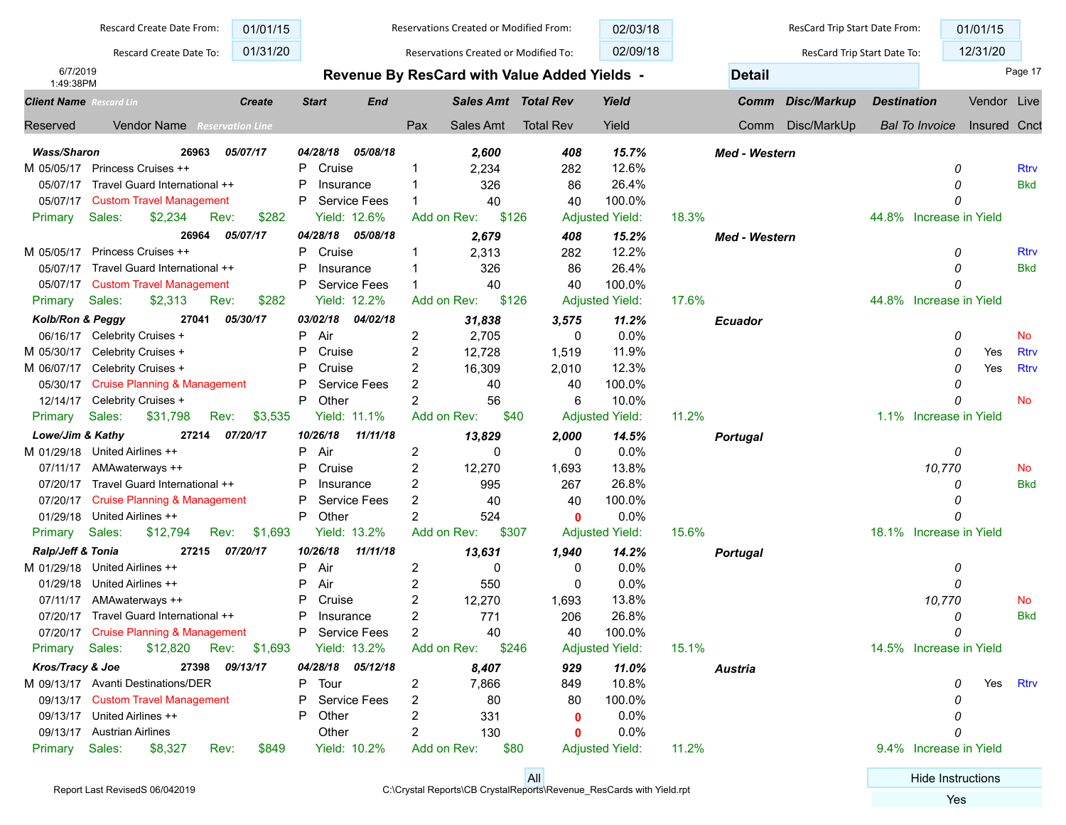| Rescard Create Date From: | 01/01/15 | Reservations Created or Modified From: | 02/03/18 | ResCard Trip Start Date From: | 01/01/15 |
|---|---|---|---|---|---|
| Rescard Create Date To: | 01/31/20 | Reservations Created or Modified To: | 02/09/18 | ResCard Trip Start Date To: | 12/31/20 |

6/7/2019
1:49:38PM

# Revenue By ResCard with Value Added Yields - Detail

| Client Name *Rescard Lin* / Reserved | Vendor Name *Reservation Line* | | Create | Start | End | Pax | Sales Amt | Total Rev | Yield | | Comm | Disc/Markup | Destination / *Bal To Invoice* | Vendor Insured | Live Cnct |
|---|---|---|---|---|---|---|---|---|---|---|---|---|---|---|---|
| ***Wass/Sharon*** | ***26963*** | | ***05/07/17*** | ***04/28/18*** | ***05/08/18*** | | ***2,600*** | ***408*** | ***15.7%*** | | | | ***Med - Western*** | | |
| M 05/05/17 | Princess Cruises ++ | P | | Cruise | | 1 | 2,234 | 282 | 12.6% | | | | 0 | | Rtrv |
| 05/07/17 | Travel Guard International ++ | P | | Insurance | | 1 | 326 | 86 | 26.4% | | | | 0 | | Bkd |
| 05/07/17 | Custom Travel Management | P | | Service Fees | | 1 | 40 | 40 | 100.0% | | | | 0 | | |
| Primary | Sales: $2,234 | | Rev: $282 | Yield: 12.6% | | Add on Rev: $126 | | Adjusted Yield: | | 18.3% | | | 44.8% Increase in Yield | | |
| | ***26964*** | | ***05/07/17*** | ***04/28/18*** | ***05/08/18*** | | ***2,679*** | ***408*** | ***15.2%*** | | | | ***Med - Western*** | | |
| M 05/05/17 | Princess Cruises ++ | P | | Cruise | | 1 | 2,313 | 282 | 12.2% | | | | 0 | | Rtrv |
| 05/07/17 | Travel Guard International ++ | P | | Insurance | | 1 | 326 | 86 | 26.4% | | | | 0 | | Bkd |
| 05/07/17 | Custom Travel Management | P | | Service Fees | | 1 | 40 | 40 | 100.0% | | | | 0 | | |
| Primary | Sales: $2,313 | | Rev: $282 | Yield: 12.2% | | Add on Rev: $126 | | Adjusted Yield: | | 17.6% | | | 44.8% Increase in Yield | | |
| ***Kolb/Ron & Peggy*** | ***27041*** | | ***05/30/17*** | ***03/02/18*** | ***04/02/18*** | | ***31,838*** | ***3,575*** | ***11.2%*** | | | | ***Ecuador*** | | |
| 06/16/17 | Celebrity Cruises + | P | | Air | | 2 | 2,705 | 0 | 0.0% | | | | 0 | | No |
| M 05/30/17 | Celebrity Cruises + | P | | Cruise | | 2 | 12,728 | 1,519 | 11.9% | | | | 0 | Yes | Rtrv |
| M 06/07/17 | Celebrity Cruises + | P | | Cruise | | 2 | 16,309 | 2,010 | 12.3% | | | | 0 | Yes | Rtrv |
| 05/30/17 | Cruise Planning & Management | P | | Service Fees | | 2 | 40 | 40 | 100.0% | | | | 0 | | |
| 12/14/17 | Celebrity Cruises + | P | | Other | | 2 | 56 | 6 | 10.0% | | | | 0 | | No |
| Primary | Sales: $31,798 | | Rev: $3,535 | Yield: 11.1% | | Add on Rev: $40 | | Adjusted Yield: | | 11.2% | | | 1.1% Increase in Yield | | |
| ***Lowe/Jim & Kathy*** | ***27214*** | | ***07/20/17*** | ***10/26/18*** | ***11/11/18*** | | ***13,829*** | ***2,000*** | ***14.5%*** | | | | ***Portugal*** | | |
| M 01/29/18 | United Airlines ++ | P | | Air | | 2 | 0 | 0 | 0.0% | | | | 0 | | |
| 07/11/17 | AMAwaterways ++ | P | | Cruise | | 2 | 12,270 | 1,693 | 13.8% | | | | 10,770 | | No |
| 07/20/17 | Travel Guard International ++ | P | | Insurance | | 2 | 995 | 267 | 26.8% | | | | 0 | | Bkd |
| 07/20/17 | Cruise Planning & Management | P | | Service Fees | | 2 | 40 | 40 | 100.0% | | | | 0 | | |
| 01/29/18 | United Airlines ++ | P | | Other | | 2 | 524 | 0 | 0.0% | | | | 0 | | |
| Primary | Sales: $12,794 | | Rev: $1,693 | Yield: 13.2% | | Add on Rev: $307 | | Adjusted Yield: | | 15.6% | | | 18.1% Increase in Yield | | |
| ***Ralp/Jeff & Tonia*** | ***27215*** | | ***07/20/17*** | ***10/26/18*** | ***11/11/18*** | | ***13,631*** | ***1,940*** | ***14.2%*** | | | | ***Portugal*** | | |
| M 01/29/18 | United Airlines ++ | P | | Air | | 2 | 0 | 0 | 0.0% | | | | 0 | | |
| 01/29/18 | United Airlines ++ | P | | Air | | 2 | 550 | 0 | 0.0% | | | | 0 | | |
| 07/11/17 | AMAwaterways ++ | P | | Cruise | | 2 | 12,270 | 1,693 | 13.8% | | | | 10,770 | | No |
| 07/20/17 | Travel Guard International ++ | P | | Insurance | | 2 | 771 | 206 | 26.8% | | | | 0 | | Bkd |
| 07/20/17 | Cruise Planning & Management | P | | Service Fees | | 2 | 40 | 40 | 100.0% | | | | 0 | | |
| Primary | Sales: $12,820 | | Rev: $1,693 | Yield: 13.2% | | Add on Rev: $246 | | Adjusted Yield: | | 15.1% | | | 14.5% Increase in Yield | | |
| ***Kros/Tracy & Joe*** | ***27398*** | | ***09/13/17*** | ***04/28/18*** | ***05/12/18*** | | ***8,407*** | ***929*** | ***11.0%*** | | | | ***Austria*** | | |
| M 09/13/17 | Avanti Destinations/DER | P | | Tour | | 2 | 7,866 | 849 | 10.8% | | | | 0 | Yes | Rtrv |
| 09/13/17 | Custom Travel Management | P | | Service Fees | | 2 | 80 | 80 | 100.0% | | | | 0 | | |
| 09/13/17 | United Airlines ++ | P | | Other | | 2 | 331 | 0 | 0.0% | | | | 0 | | |
| 09/13/17 | Austrian Airlines | | | Other | | 2 | 130 | 0 | 0.0% | | | | 0 | | |
| Primary | Sales: $8,327 | | Rev: $849 | Yield: 10.2% | | Add on Rev: $80 | | Adjusted Yield: | | 11.2% | | | 9.4% Increase in Yield | | |

Report Last RevisedS 06/042019

All

C:\Crystal Reports\CB CrystalReports\Revenue_ResCards with Yield.rpt

Hide Instructions: Yes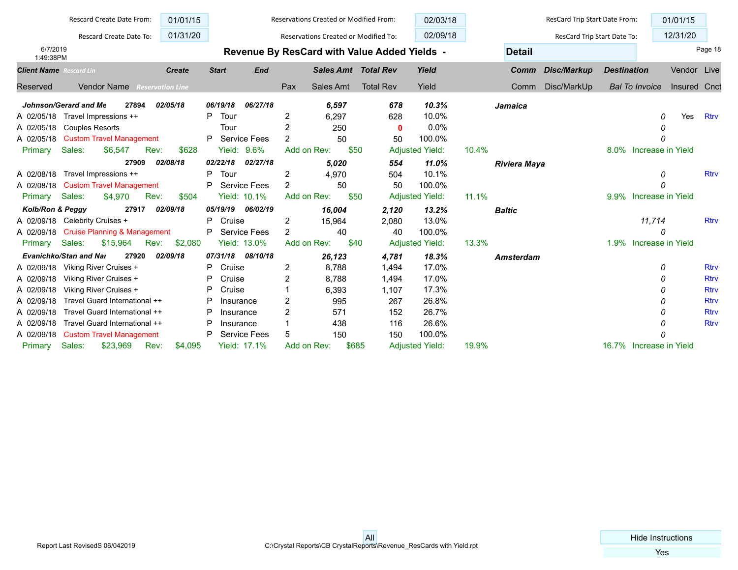| Rescard Create Date From: | 01/01/15 | Reservations Created or Modified From: | 02/03/18 | ResCard Trip Start Date From: | 01/01/15 |
|---|---|---|---|---|---|
| Rescard Create Date To: | 01/31/20 | Reservations Created or Modified To: | 02/09/18 | ResCard Trip Start Date To: | 12/31/20 |

6/7/2019
1:49:38PM

# Revenue By ResCard with Value Added Yields - Detail

| Client Name / Reserved | Rescard Lin / Vendor Name / Reservation Line | Create | Start | End | Pax | Sales Amt | Total Rev | Yield | | Comm | Disc/Markup | Destination / Bal To Invoice | Vendor Insured | Live Cnct |
|---|---|---|---|---|---|---|---|---|---|---|---|---|---|---|
| ***Johnson/Gerard and Me*** | ***27894*** | ***02/05/18*** | ***06/19/18*** | ***06/27/18*** | | ***6,597*** | ***678*** | ***10.3%*** | | | | ***Jamaica*** | | |
| A 02/05/18 | Travel Impressions ++ | | P Tour | | 2 | 6,297 | 628 | 10.0% | | | | *0* | Yes | Rtrv |
| A 02/05/18 | Couples Resorts | | Tour | | 2 | 250 | 0 | 0.0% | | | | *0* | | |
| A 02/05/18 | Custom Travel Management | | P Service Fees | | 2 | 50 | 50 | 100.0% | | | | *0* | | |
| Primary | Sales: $6,547 | Rev: $628 | Yield: 9.6% | | Add on Rev: | $50 | Adjusted Yield: | | 10.4% | | 8.0% | Increase in Yield | | |
| | ***27909*** | ***02/08/18*** | ***02/22/18*** | ***02/27/18*** | | ***5,020*** | ***554*** | ***11.0%*** | | | | ***Riviera Maya*** | | |
| A 02/08/18 | Travel Impressions ++ | | P Tour | | 2 | 4,970 | 504 | 10.1% | | | | *0* | | Rtrv |
| A 02/08/18 | Custom Travel Management | | P Service Fees | | 2 | 50 | 50 | 100.0% | | | | *0* | | |
| Primary | Sales: $4,970 | Rev: $504 | Yield: 10.1% | | Add on Rev: | $50 | Adjusted Yield: | | 11.1% | | 9.9% | Increase in Yield | | |
| ***Kolb/Ron & Peggy*** | ***27917*** | ***02/09/18*** | ***05/19/19*** | ***06/02/19*** | | ***16,004*** | ***2,120*** | ***13.2%*** | | | | ***Baltic*** | | |
| A 02/09/18 | Celebrity Cruises + | | P Cruise | | 2 | 15,964 | 2,080 | 13.0% | | | | *11,714* | | Rtrv |
| A 02/09/18 | Cruise Planning & Management | | P Service Fees | | 2 | 40 | 40 | 100.0% | | | | *0* | | |
| Primary | Sales: $15,964 | Rev: $2,080 | Yield: 13.0% | | Add on Rev: | $40 | Adjusted Yield: | | 13.3% | | 1.9% | Increase in Yield | | |
| ***Evanichko/Stan and Nar*** | ***27920*** | ***02/09/18*** | ***07/31/18*** | ***08/10/18*** | | ***26,123*** | ***4,781*** | ***18.3%*** | | | | ***Amsterdam*** | | |
| A 02/09/18 | Viking River Cruises + | | P Cruise | | 2 | 8,788 | 1,494 | 17.0% | | | | *0* | | Rtrv |
| A 02/09/18 | Viking River Cruises + | | P Cruise | | 2 | 8,788 | 1,494 | 17.0% | | | | *0* | | Rtrv |
| A 02/09/18 | Viking River Cruises + | | P Cruise | | 1 | 6,393 | 1,107 | 17.3% | | | | *0* | | Rtrv |
| A 02/09/18 | Travel Guard International ++ | | P Insurance | | 2 | 995 | 267 | 26.8% | | | | *0* | | Rtrv |
| A 02/09/18 | Travel Guard International ++ | | P Insurance | | 2 | 571 | 152 | 26.7% | | | | *0* | | Rtrv |
| A 02/09/18 | Travel Guard International ++ | | P Insurance | | 1 | 438 | 116 | 26.6% | | | | *0* | | Rtrv |
| A 02/09/18 | Custom Travel Management | | P Service Fees | | 5 | 150 | 150 | 100.0% | | | | *0* | | |
| Primary | Sales: $23,969 | Rev: $4,095 | Yield: 17.1% | | Add on Rev: | $685 | Adjusted Yield: | | 19.9% | | 16.7% | Increase in Yield | | |

Report Last RevisedS 06/042019

All

C:\Crystal Reports\CB CrystalReports\Revenue_ResCards with Yield.rpt

Hide Instructions: Yes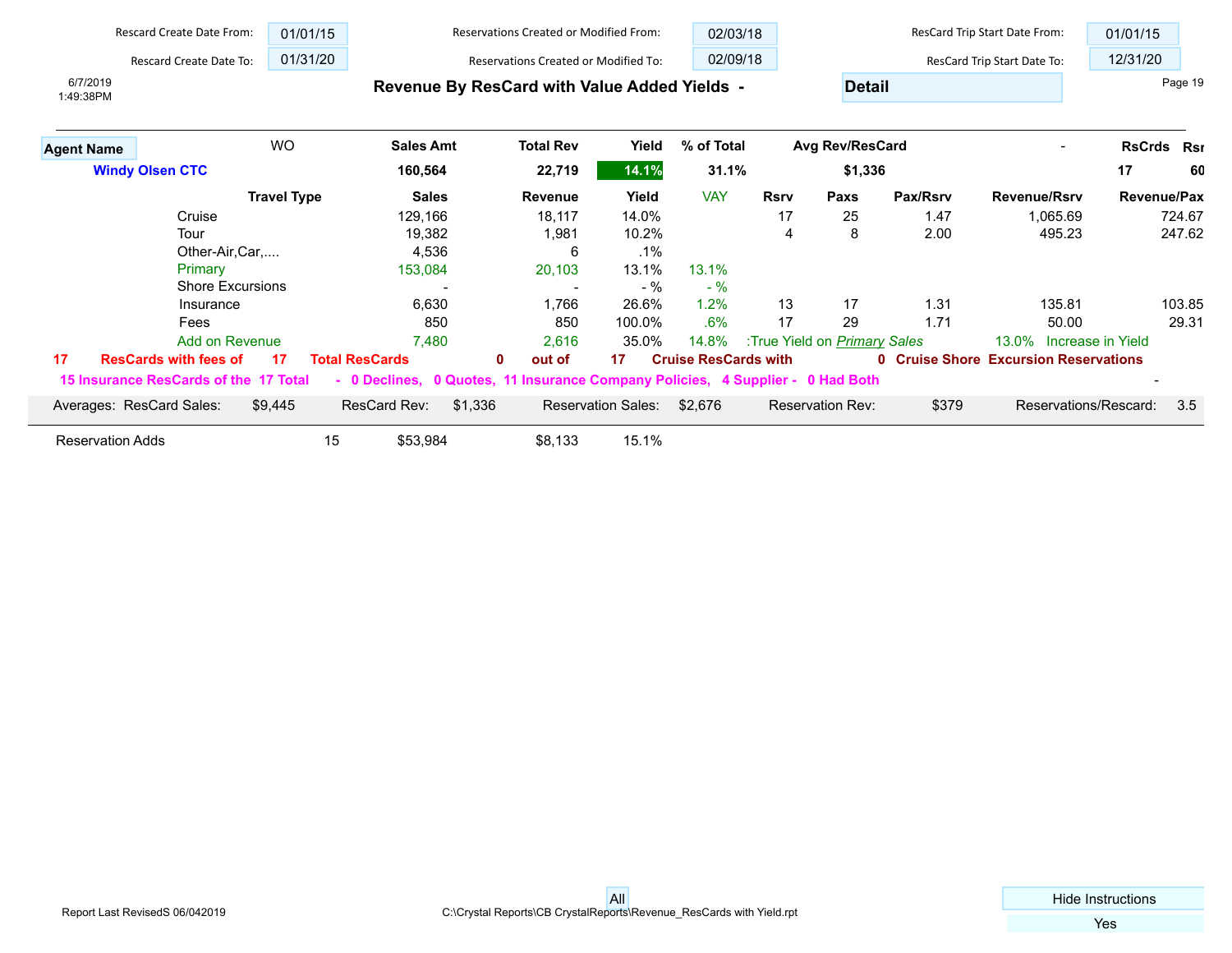| Rescard Create Date From: | 01/01/15 | Reservations Created or Modified From: | 02/03/18 | ResCard Trip Start Date From: | 01/01/15 |
|---|---|---|---|---|---|
| Rescard Create Date To: | 01/31/20 | Reservations Created or Modified To: | 02/09/18 | ResCard Trip Start Date To: | 12/31/20 |

6/7/2019
1:49:38PM

## Revenue By ResCard with Value Added Yields - **Detail**

| Agent Name | WO | Sales Amt | Total Rev | Yield | % of Total | Avg Rev/ResCard | - | RsCrds | Rsr |
|---|---|---|---|---|---|---|---|---|---|
| **Windy Olsen CTC** | | **160,564** | **22,719** | **14.1%** | **31.1%** | **$1,336** | | **17** | **60** |

| Travel Type | Sales | Revenue | Yield | VAY | Rsrv | Paxs | Pax/Rsrv | Revenue/Rsrv | Revenue/Pax |
|---|---|---|---|---|---|---|---|---|---|
| Cruise | 129,166 | 18,117 | 14.0% | | 17 | 25 | 1.47 | 1,065.69 | 724.67 |
| Tour | 19,382 | 1,981 | 10.2% | | 4 | 8 | 2.00 | 495.23 | 247.62 |
| Other-Air,Car,.... | 4,536 | 6 | .1% | | | | | | |
| Primary | 153,084 | 20,103 | 13.1% | 13.1% | | | | | |
| Shore Excursions | - | - | - % | - % | | | | | |
| Insurance | 6,630 | 1,766 | 26.6% | 1.2% | 13 | 17 | 1.31 | 135.81 | 103.85 |
| Fees | 850 | 850 | 100.0% | .6% | 17 | 29 | 1.71 | 50.00 | 29.31 |
| Add on Revenue | 7,480 | 2,616 | 35.0% | 14.8% | :True Yield on *Primary* Sales | | | 13.0% | Increase in Yield |

**17 ResCards with fees of 17 Total ResCards 0 out of 17 Cruise ResCards with 0 Cruise Shore Excursion Reservations**

**15 Insurance ResCards of the 17 Total - 0 Declines, 0 Quotes, 11 Insurance Company Policies, 4 Supplier - 0 Had Both** -

| Averages: ResCard Sales: | $9,445 | ResCard Rev: | $1,336 | Reservation Sales: | $2,676 | Reservation Rev: | $379 | Reservations/Rescard: | 3.5 |
|---|---|---|---|---|---|---|---|---|---|

| Reservation Adds | 15 | $53,984 | $8,133 | 15.1% |
|---|---|---|---|---|

Report Last RevisedS 06/042019

All

C:\Crystal Reports\CB CrystalReports\Revenue_ResCards with Yield.rpt

Hide Instructions: Yes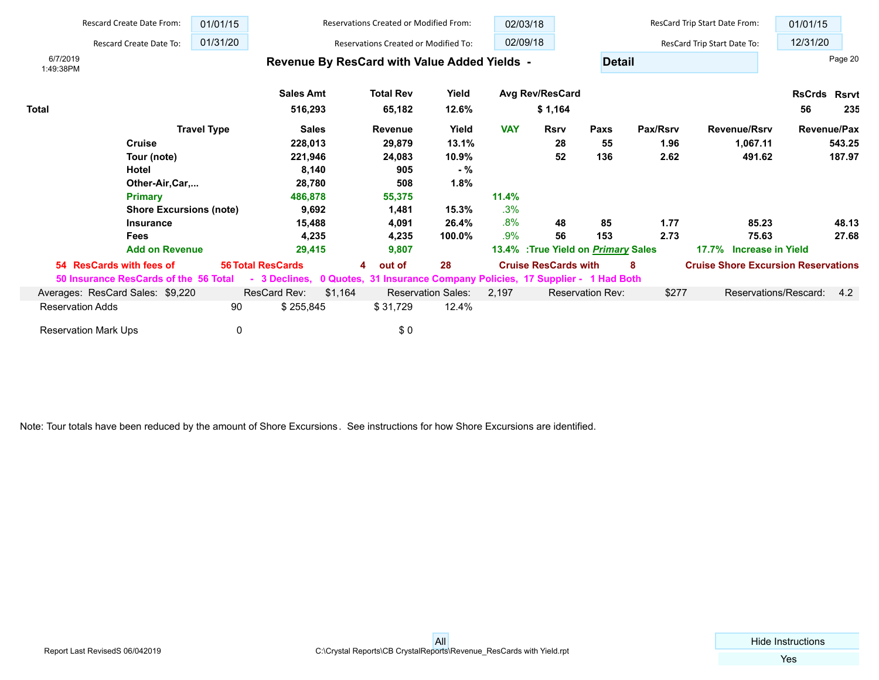| | | | | | |
|---|---|---|---|---|---|
| Rescard Create Date From: | 01/01/15 | Reservations Created or Modified From: | 02/03/18 | ResCard Trip Start Date From: | 01/01/15 |
| Rescard Create Date To: | 01/31/20 | Reservations Created or Modified To: | 02/09/18 | ResCard Trip Start Date To: | 12/31/20 |

6/7/2019
1:49:38PM

# Revenue By ResCard with Value Added Yields - Detail

| | Sales Amt | Total Rev | Yield | Avg Rev/ResCard | RsCrds | Rsrvt |
|---|---|---|---|---|---|---|
| **Total** | 516,293 | 65,182 | 12.6% | $ 1,164 | 56 | 235 |

| Travel Type | Sales | Revenue | Yield | VAY | Rsrv | Paxs | Pax/Rsrv | Revenue/Rsrv | Revenue/Pax |
|---|---|---|---|---|---|---|---|---|---|
| Cruise | 228,013 | 29,879 | 13.1% | | 28 | 55 | 1.96 | 1,067.11 | 543.25 |
| Tour (note) | 221,946 | 24,083 | 10.9% | | 52 | 136 | 2.62 | 491.62 | 187.97 |
| Hotel | 8,140 | 905 | - % | | | | | | |
| Other-Air,Car,... | 28,780 | 508 | 1.8% | | | | | | |
| Primary | 486,878 | 55,375 | | 11.4% | | | | | |
| Shore Excursions (note) | 9,692 | 1,481 | 15.3% | .3% | | | | | |
| Insurance | 15,488 | 4,091 | 26.4% | .8% | 48 | 85 | 1.77 | 85.23 | 48.13 |
| Fees | 4,235 | 4,235 | 100.0% | .9% | 56 | 153 | 2.73 | 75.63 | 27.68 |
| Add on Revenue | 29,415 | 9,807 | | 13.4% | :True Yield on *Primary* Sales | | 17.7% | Increase in Yield | |

54 ResCards with fees of 56 Total ResCards    4 out of 28 Cruise ResCards with 8 Cruise Shore Excursion Reservations

50 Insurance ResCards of the 56 Total - 3 Declines, 0 Quotes, 31 Insurance Company Policies, 17 Supplier - 1 Had Both

Averages: ResCard Sales: $9,220    ResCard Rev: $1,164    Reservation Sales: 2,197    Reservation Rev: $277    Reservations/Rescard: 4.2

| | | | | |
|---|---|---|---|---|
| Reservation Adds | 90 | $ 255,845 | $ 31,729 | 12.4% |
| Reservation Mark Ups | 0 | | $ 0 | |

Note: Tour totals have been reduced by the amount of Shore Excursions. See instructions for how Shore Excursions are identified.

Report Last RevisedS 06/042019    All    C:\Crystal Reports\CB CrystalReports\Revenue_ResCards with Yield.rpt    Hide Instructions: Yes